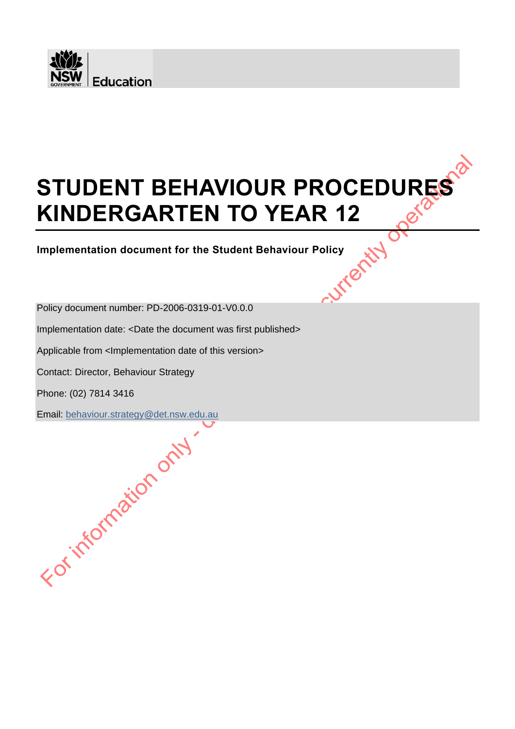NSW GOVERNMENT | Education

# STUDENT BEHAVIOUR PROCEDURES KINDERGARTEN TO YEAR 12

**Implementation document for the Student Behaviour Policy**

Policy document number: PD-2006-0319-01-V0.0.0

Implementation date: <Date the document was first published>

Applicable from <Implementation date of this version>

Contact: Director, Behaviour Strategy

Phone: (02) 7814 3416

Email: behaviour.strategy@det.nsw.edu.au

For information only - currently operational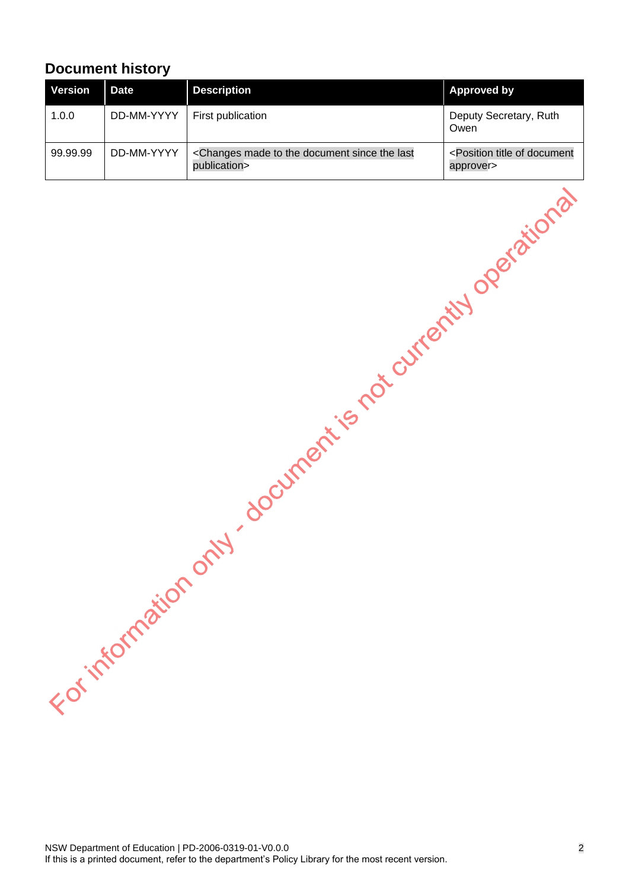## Document history

| Version | Date | Description | Approved by |
|---|---|---|---|
| 1.0.0 | DD-MM-YYYY | First publication | Deputy Secretary, Ruth Owen |
| 99.99.99 | DD-MM-YYYY | <Changes made to the document since the last publication> | <Position title of document approver> |

For information only - document is not currently operational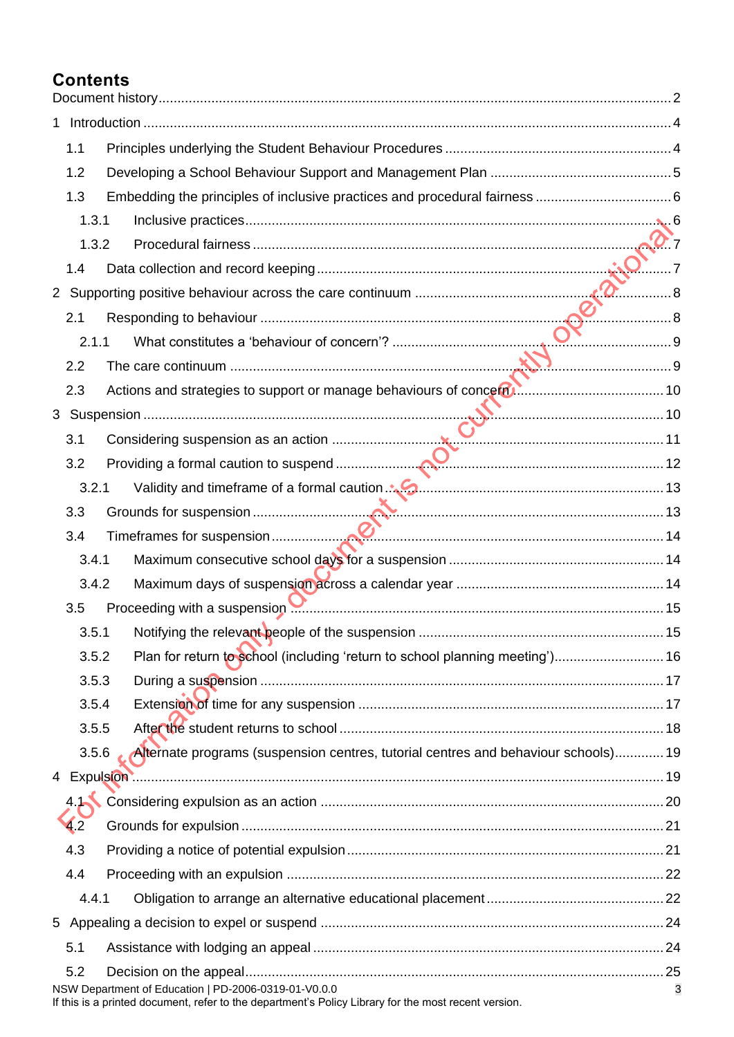# Contents

Document history ..... 2

1 Introduction ..... 4

- 1.1 Principles underlying the Student Behaviour Procedures ..... 4
- 1.2 Developing a School Behaviour Support and Management Plan ..... 5
- 1.3 Embedding the principles of inclusive practices and procedural fairness ..... 6
  - 1.3.1 Inclusive practices ..... 6
  - 1.3.2 Procedural fairness ..... 7
- 1.4 Data collection and record keeping ..... 7

2 Supporting positive behaviour across the care continuum ..... 8

- 2.1 Responding to behaviour ..... 8
  - 2.1.1 What constitutes a 'behaviour of concern'? ..... 9
- 2.2 The care continuum ..... 9
- 2.3 Actions and strategies to support or manage behaviours of concern ..... 10

3 Suspension ..... 10

- 3.1 Considering suspension as an action ..... 11
- 3.2 Providing a formal caution to suspend ..... 12
  - 3.2.1 Validity and timeframe of a formal caution ..... 13
- 3.3 Grounds for suspension ..... 13
- 3.4 Timeframes for suspension ..... 14
  - 3.4.1 Maximum consecutive school days for a suspension ..... 14
  - 3.4.2 Maximum days of suspension across a calendar year ..... 14
- 3.5 Proceeding with a suspension ..... 15
  - 3.5.1 Notifying the relevant people of the suspension ..... 15
  - 3.5.2 Plan for return to school (including 'return to school planning meeting') ..... 16
  - 3.5.3 During a suspension ..... 17
  - 3.5.4 Extension of time for any suspension ..... 17
  - 3.5.5 After the student returns to school ..... 18
  - 3.5.6 Alternate programs (suspension centres, tutorial centres and behaviour schools) ..... 19

4 Expulsion ..... 19

- 4.1 Considering expulsion as an action ..... 20
- 4.2 Grounds for expulsion ..... 21
- 4.3 Providing a notice of potential expulsion ..... 21
- 4.4 Proceeding with an expulsion ..... 22
  - 4.4.1 Obligation to arrange an alternative educational placement ..... 22

5 Appealing a decision to expel or suspend ..... 24

- 5.1 Assistance with lodging an appeal ..... 24
- 5.2 Decision on the appeal ..... 25

For information only - document is not currently operational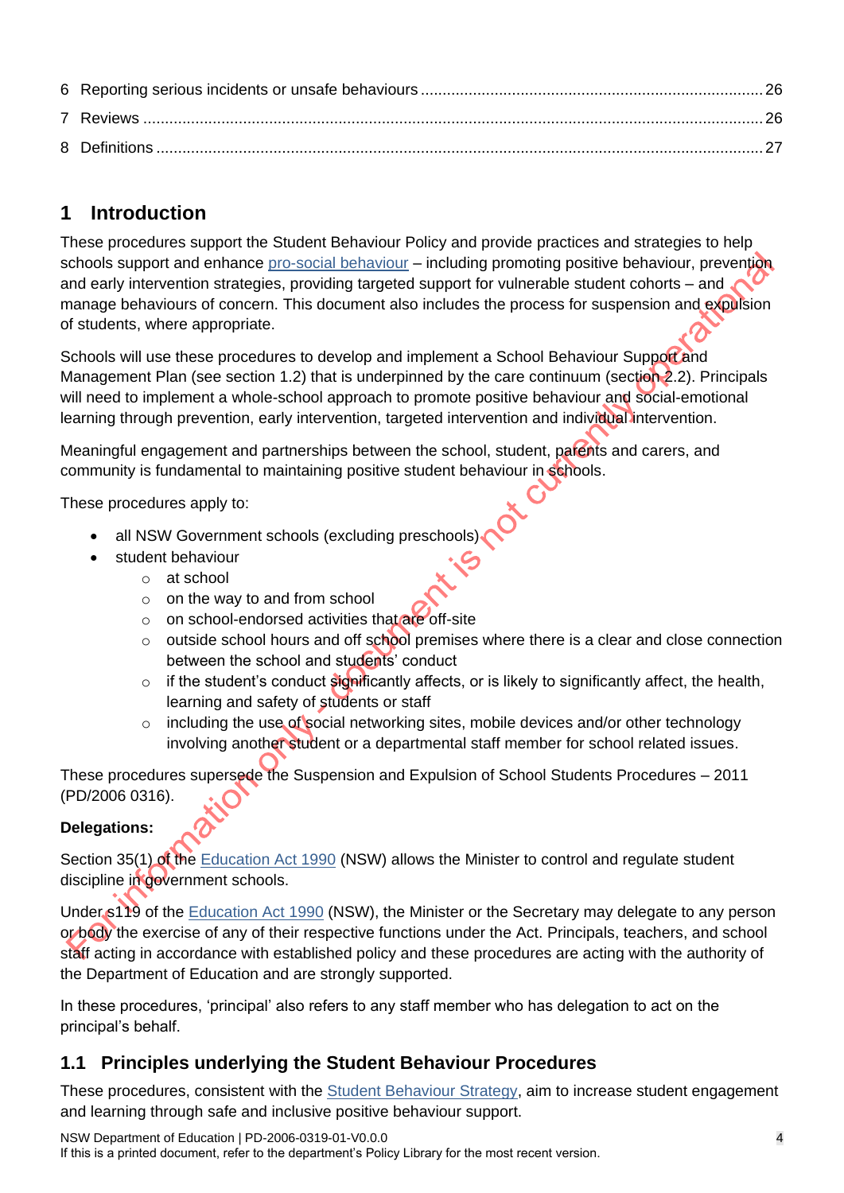6 Reporting serious incidents or unsafe behaviours ................................................................. 26

7 Reviews ................................................................................................................................. 26

8 Definitions ............................................................................................................................. 27

## 1 Introduction

These procedures support the Student Behaviour Policy and provide practices and strategies to help schools support and enhance pro-social behaviour – including promoting positive behaviour, prevention and early intervention strategies, providing targeted support for vulnerable student cohorts – and manage behaviours of concern. This document also includes the process for suspension and expulsion of students, where appropriate.

Schools will use these procedures to develop and implement a School Behaviour Support and Management Plan (see section 1.2) that is underpinned by the care continuum (section 2.2). Principals will need to implement a whole-school approach to promote positive behaviour and social-emotional learning through prevention, early intervention, targeted intervention and individual intervention.

Meaningful engagement and partnerships between the school, student, parents and carers, and community is fundamental to maintaining positive student behaviour in schools.

These procedures apply to:

- all NSW Government schools (excluding preschools)
- student behaviour
  - at school
  - on the way to and from school
  - on school-endorsed activities that are off-site
  - outside school hours and off school premises where there is a clear and close connection between the school and students' conduct
  - if the student's conduct significantly affects, or is likely to significantly affect, the health, learning and safety of students or staff
  - including the use of social networking sites, mobile devices and/or other technology involving another student or a departmental staff member for school related issues.

These procedures supersede the Suspension and Expulsion of School Students Procedures – 2011 (PD/2006 0316).

**Delegations:**

Section 35(1) of the Education Act 1990 (NSW) allows the Minister to control and regulate student discipline in government schools.

Under s119 of the Education Act 1990 (NSW), the Minister or the Secretary may delegate to any person or body the exercise of any of their respective functions under the Act. Principals, teachers, and school staff acting in accordance with established policy and these procedures are acting with the authority of the Department of Education and are strongly supported.

In these procedures, 'principal' also refers to any staff member who has delegation to act on the principal's behalf.

## 1.1 Principles underlying the Student Behaviour Procedures

These procedures, consistent with the Student Behaviour Strategy, aim to increase student engagement and learning through safe and inclusive positive behaviour support.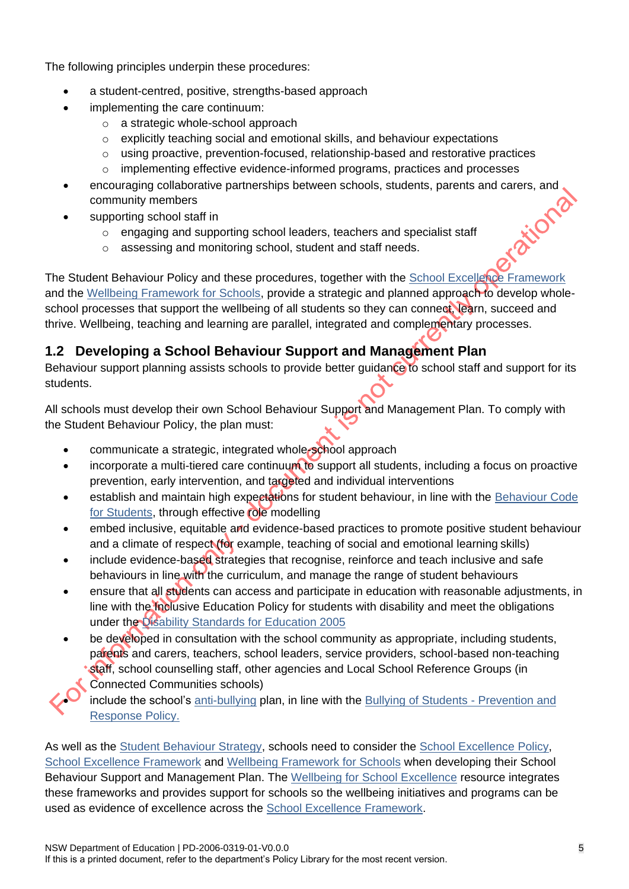The following principles underpin these procedures:

- a student-centred, positive, strengths-based approach
- implementing the care continuum:
  - a strategic whole-school approach
  - explicitly teaching social and emotional skills, and behaviour expectations
  - using proactive, prevention-focused, relationship-based and restorative practices
  - implementing effective evidence-informed programs, practices and processes
- encouraging collaborative partnerships between schools, students, parents and carers, and community members
- supporting school staff in
  - engaging and supporting school leaders, teachers and specialist staff
  - assessing and monitoring school, student and staff needs.

The Student Behaviour Policy and these procedures, together with the School Excellence Framework and the Wellbeing Framework for Schools, provide a strategic and planned approach to develop whole-school processes that support the wellbeing of all students so they can connect, learn, succeed and thrive. Wellbeing, teaching and learning are parallel, integrated and complementary processes.

## 1.2 Developing a School Behaviour Support and Management Plan

Behaviour support planning assists schools to provide better guidance to school staff and support for its students.

All schools must develop their own School Behaviour Support and Management Plan. To comply with the Student Behaviour Policy, the plan must:

- communicate a strategic, integrated whole-school approach
- incorporate a multi-tiered care continuum to support all students, including a focus on proactive prevention, early intervention, and targeted and individual interventions
- establish and maintain high expectations for student behaviour, in line with the Behaviour Code for Students, through effective role modelling
- embed inclusive, equitable and evidence-based practices to promote positive student behaviour and a climate of respect (for example, teaching of social and emotional learning skills)
- include evidence-based strategies that recognise, reinforce and teach inclusive and safe behaviours in line with the curriculum, and manage the range of student behaviours
- ensure that all students can access and participate in education with reasonable adjustments, in line with the Inclusive Education Policy for students with disability and meet the obligations under the Disability Standards for Education 2005
- be developed in consultation with the school community as appropriate, including students, parents and carers, teachers, school leaders, service providers, school-based non-teaching staff, school counselling staff, other agencies and Local School Reference Groups (in Connected Communities schools)
- include the school's anti-bullying plan, in line with the Bullying of Students - Prevention and Response Policy.

As well as the Student Behaviour Strategy, schools need to consider the School Excellence Policy, School Excellence Framework and Wellbeing Framework for Schools when developing their School Behaviour Support and Management Plan. The Wellbeing for School Excellence resource integrates these frameworks and provides support for schools so the wellbeing initiatives and programs can be used as evidence of excellence across the School Excellence Framework.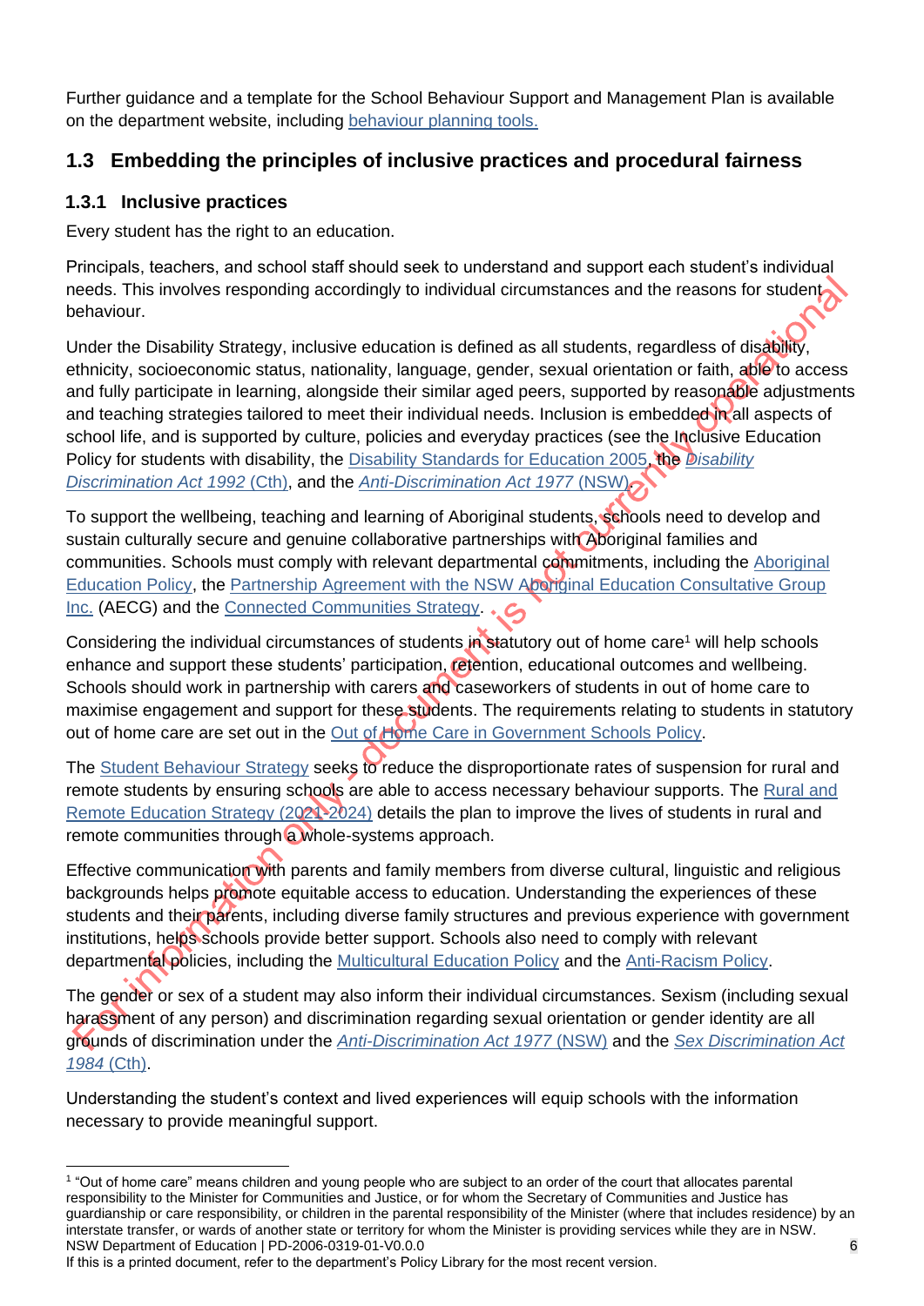Further guidance and a template for the School Behaviour Support and Management Plan is available on the department website, including behaviour planning tools.

## 1.3 Embedding the principles of inclusive practices and procedural fairness

### 1.3.1 Inclusive practices

Every student has the right to an education.

Principals, teachers, and school staff should seek to understand and support each student's individual needs. This involves responding accordingly to individual circumstances and the reasons for student behaviour.

Under the Disability Strategy, inclusive education is defined as all students, regardless of disability, ethnicity, socioeconomic status, nationality, language, gender, sexual orientation or faith, able to access and fully participate in learning, alongside their similar aged peers, supported by reasonable adjustments and teaching strategies tailored to meet their individual needs. Inclusion is embedded in all aspects of school life, and is supported by culture, policies and everyday practices (see the Inclusive Education Policy for students with disability, the Disability Standards for Education 2005, the *Disability Discrimination Act 1992* (Cth), and the *Anti-Discrimination Act 1977* (NSW)).

To support the wellbeing, teaching and learning of Aboriginal students, schools need to develop and sustain culturally secure and genuine collaborative partnerships with Aboriginal families and communities. Schools must comply with relevant departmental commitments, including the Aboriginal Education Policy, the Partnership Agreement with the NSW Aboriginal Education Consultative Group Inc. (AECG) and the Connected Communities Strategy.

Considering the individual circumstances of students in statutory out of home care[1] will help schools enhance and support these students' participation, retention, educational outcomes and wellbeing. Schools should work in partnership with carers and caseworkers of students in out of home care to maximise engagement and support for these students. The requirements relating to students in statutory out of home care are set out in the Out of Home Care in Government Schools Policy.

The Student Behaviour Strategy seeks to reduce the disproportionate rates of suspension for rural and remote students by ensuring schools are able to access necessary behaviour supports. The Rural and Remote Education Strategy (2021-2024) details the plan to improve the lives of students in rural and remote communities through a whole-systems approach.

Effective communication with parents and family members from diverse cultural, linguistic and religious backgrounds helps promote equitable access to education. Understanding the experiences of these students and their parents, including diverse family structures and previous experience with government institutions, helps schools provide better support. Schools also need to comply with relevant departmental policies, including the Multicultural Education Policy and the Anti-Racism Policy.

The gender or sex of a student may also inform their individual circumstances. Sexism (including sexual harassment of any person) and discrimination regarding sexual orientation or gender identity are all grounds of discrimination under the *Anti-Discrimination Act 1977* (NSW) and the *Sex Discrimination Act 1984* (Cth).

Understanding the student's context and lived experiences will equip schools with the information necessary to provide meaningful support.

---

[1] "Out of home care" means children and young people who are subject to an order of the court that allocates parental responsibility to the Minister for Communities and Justice, or for whom the Secretary of Communities and Justice has guardianship or care responsibility, or children in the parental responsibility of the Minister (where that includes residence) by an interstate transfer, or wards of another state or territory for whom the Minister is providing services while they are in NSW.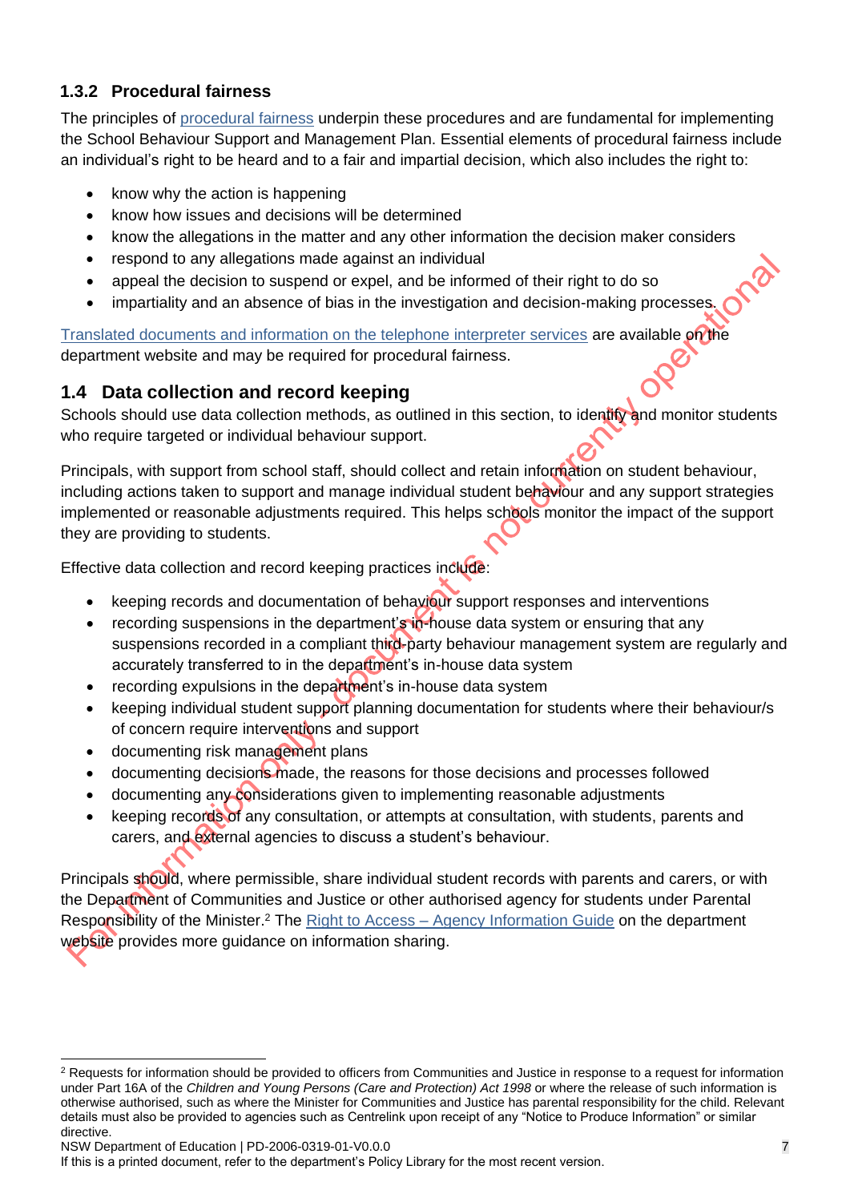### 1.3.2 Procedural fairness

The principles of procedural fairness underpin these procedures and are fundamental for implementing the School Behaviour Support and Management Plan. Essential elements of procedural fairness include an individual's right to be heard and to a fair and impartial decision, which also includes the right to:

- know why the action is happening
- know how issues and decisions will be determined
- know the allegations in the matter and any other information the decision maker considers
- respond to any allegations made against an individual
- appeal the decision to suspend or expel, and be informed of their right to do so
- impartiality and an absence of bias in the investigation and decision-making processes.

Translated documents and information on the telephone interpreter services are available on the department website and may be required for procedural fairness.

## 1.4 Data collection and record keeping

Schools should use data collection methods, as outlined in this section, to identify and monitor students who require targeted or individual behaviour support.

Principals, with support from school staff, should collect and retain information on student behaviour, including actions taken to support and manage individual student behaviour and any support strategies implemented or reasonable adjustments required. This helps schools monitor the impact of the support they are providing to students.

Effective data collection and record keeping practices include:

- keeping records and documentation of behaviour support responses and interventions
- recording suspensions in the department's in-house data system or ensuring that any suspensions recorded in a compliant third-party behaviour management system are regularly and accurately transferred to in the department's in-house data system
- recording expulsions in the department's in-house data system
- keeping individual student support planning documentation for students where their behaviour/s of concern require interventions and support
- documenting risk management plans
- documenting decisions made, the reasons for those decisions and processes followed
- documenting any considerations given to implementing reasonable adjustments
- keeping records of any consultation, or attempts at consultation, with students, parents and carers, and external agencies to discuss a student's behaviour.

Principals should, where permissible, share individual student records with parents and carers, or with the Department of Communities and Justice or other authorised agency for students under Parental Responsibility of the Minister.[2] The Right to Access – Agency Information Guide on the department website provides more guidance on information sharing.

---

[2] Requests for information should be provided to officers from Communities and Justice in response to a request for information under Part 16A of the *Children and Young Persons (Care and Protection) Act 1998* or where the release of such information is otherwise authorised, such as where the Minister for Communities and Justice has parental responsibility for the child. Relevant details must also be provided to agencies such as Centrelink upon receipt of any "Notice to Produce Information" or similar directive.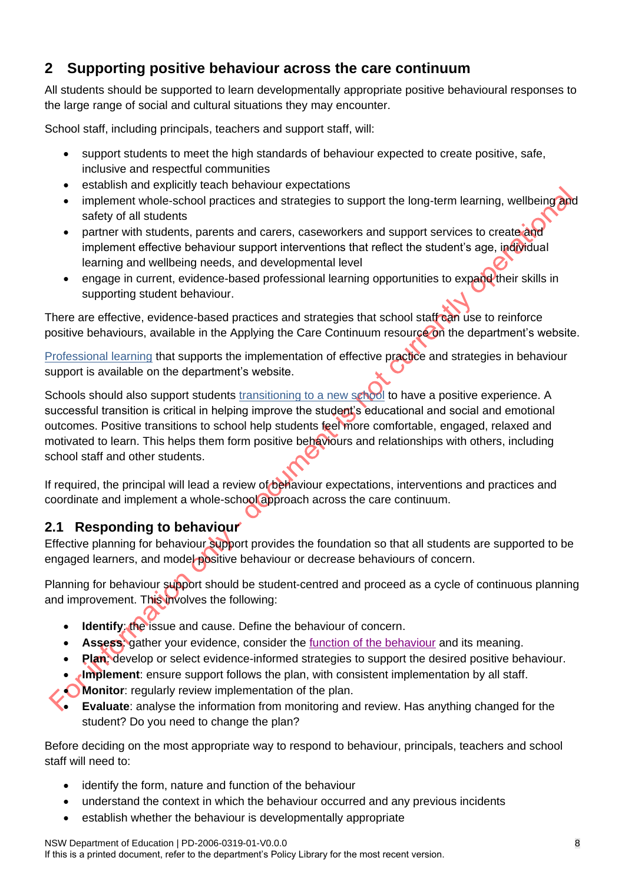# 2 Supporting positive behaviour across the care continuum

All students should be supported to learn developmentally appropriate positive behavioural responses to the large range of social and cultural situations they may encounter.

School staff, including principals, teachers and support staff, will:

- support students to meet the high standards of behaviour expected to create positive, safe, inclusive and respectful communities
- establish and explicitly teach behaviour expectations
- implement whole-school practices and strategies to support the long-term learning, wellbeing and safety of all students
- partner with students, parents and carers, caseworkers and support services to create and implement effective behaviour support interventions that reflect the student's age, individual learning and wellbeing needs, and developmental level
- engage in current, evidence-based professional learning opportunities to expand their skills in supporting student behaviour.

There are effective, evidence-based practices and strategies that school staff can use to reinforce positive behaviours, available in the Applying the Care Continuum resource on the department's website.

Professional learning that supports the implementation of effective practice and strategies in behaviour support is available on the department's website.

Schools should also support students transitioning to a new school to have a positive experience. A successful transition is critical in helping improve the student's educational and social and emotional outcomes. Positive transitions to school help students feel more comfortable, engaged, relaxed and motivated to learn. This helps them form positive behaviours and relationships with others, including school staff and other students.

If required, the principal will lead a review of behaviour expectations, interventions and practices and coordinate and implement a whole-school approach across the care continuum.

## 2.1 Responding to behaviour

Effective planning for behaviour support provides the foundation so that all students are supported to be engaged learners, and model positive behaviour or decrease behaviours of concern.

Planning for behaviour support should be student-centred and proceed as a cycle of continuous planning and improvement. This involves the following:

- **Identify**: the issue and cause. Define the behaviour of concern.
- **Assess**: gather your evidence, consider the function of the behaviour and its meaning.
- **Plan**: develop or select evidence-informed strategies to support the desired positive behaviour.
- **Implement**: ensure support follows the plan, with consistent implementation by all staff.
- **Monitor**: regularly review implementation of the plan.
- **Evaluate**: analyse the information from monitoring and review. Has anything changed for the student? Do you need to change the plan?

Before deciding on the most appropriate way to respond to behaviour, principals, teachers and school staff will need to:

- identify the form, nature and function of the behaviour
- understand the context in which the behaviour occurred and any previous incidents
- establish whether the behaviour is developmentally appropriate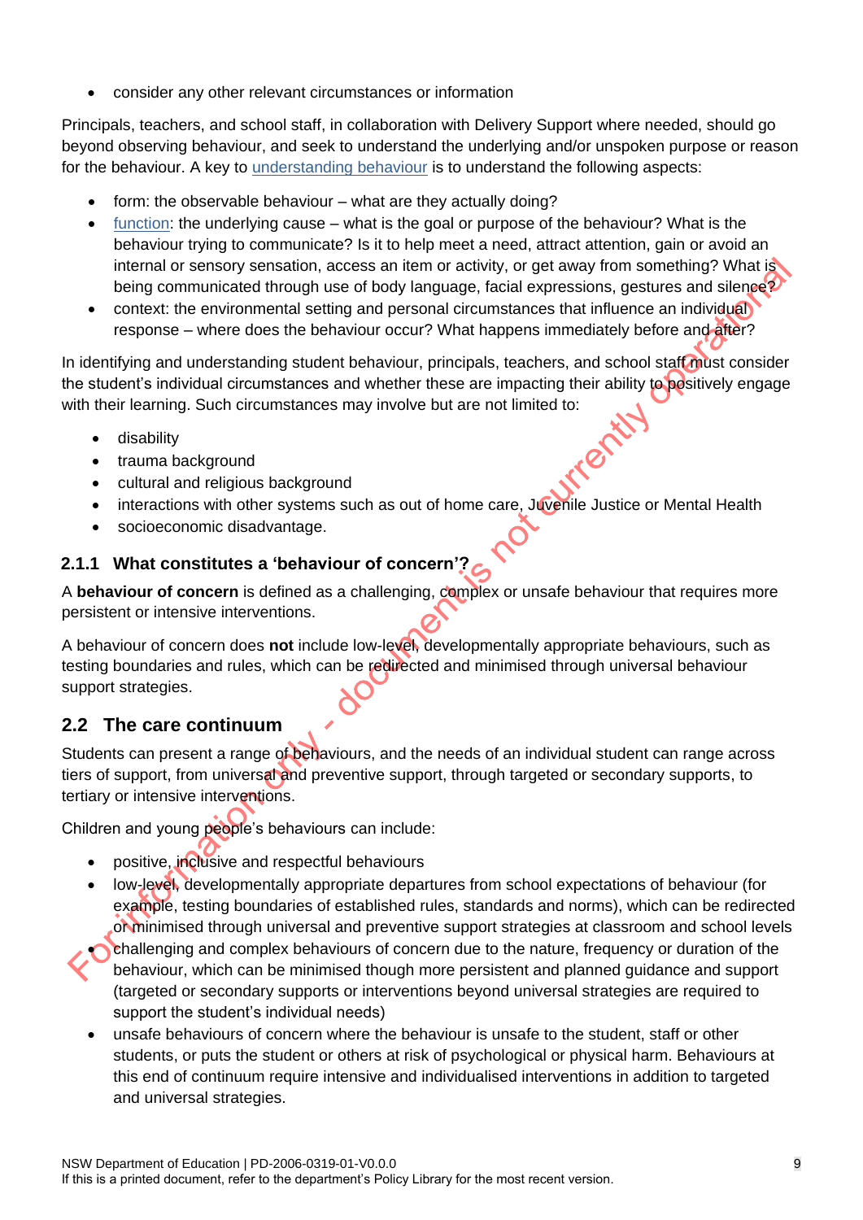- consider any other relevant circumstances or information

Principals, teachers, and school staff, in collaboration with Delivery Support where needed, should go beyond observing behaviour, and seek to understand the underlying and/or unspoken purpose or reason for the behaviour. A key to understanding behaviour is to understand the following aspects:

- form: the observable behaviour – what are they actually doing?
- function: the underlying cause – what is the goal or purpose of the behaviour? What is the behaviour trying to communicate? Is it to help meet a need, attract attention, gain or avoid an internal or sensory sensation, access an item or activity, or get away from something? What is being communicated through use of body language, facial expressions, gestures and silence?
- context: the environmental setting and personal circumstances that influence an individual response – where does the behaviour occur? What happens immediately before and after?

In identifying and understanding student behaviour, principals, teachers, and school staff must consider the student's individual circumstances and whether these are impacting their ability to positively engage with their learning. Such circumstances may involve but are not limited to:

- disability
- trauma background
- cultural and religious background
- interactions with other systems such as out of home care, Juvenile Justice or Mental Health
- socioeconomic disadvantage.

### 2.1.1 What constitutes a 'behaviour of concern'?

A **behaviour of concern** is defined as a challenging, complex or unsafe behaviour that requires more persistent or intensive interventions.

A behaviour of concern does **not** include low-level, developmentally appropriate behaviours, such as testing boundaries and rules, which can be redirected and minimised through universal behaviour support strategies.

## 2.2 The care continuum

Students can present a range of behaviours, and the needs of an individual student can range across tiers of support, from universal and preventive support, through targeted or secondary supports, to tertiary or intensive interventions.

Children and young people's behaviours can include:

- positive, inclusive and respectful behaviours
- low-level, developmentally appropriate departures from school expectations of behaviour (for example, testing boundaries of established rules, standards and norms), which can be redirected or minimised through universal and preventive support strategies at classroom and school levels
- challenging and complex behaviours of concern due to the nature, frequency or duration of the behaviour, which can be minimised though more persistent and planned guidance and support (targeted or secondary supports or interventions beyond universal strategies are required to support the student's individual needs)
- unsafe behaviours of concern where the behaviour is unsafe to the student, staff or other students, or puts the student or others at risk of psychological or physical harm. Behaviours at this end of continuum require intensive and individualised interventions in addition to targeted and universal strategies.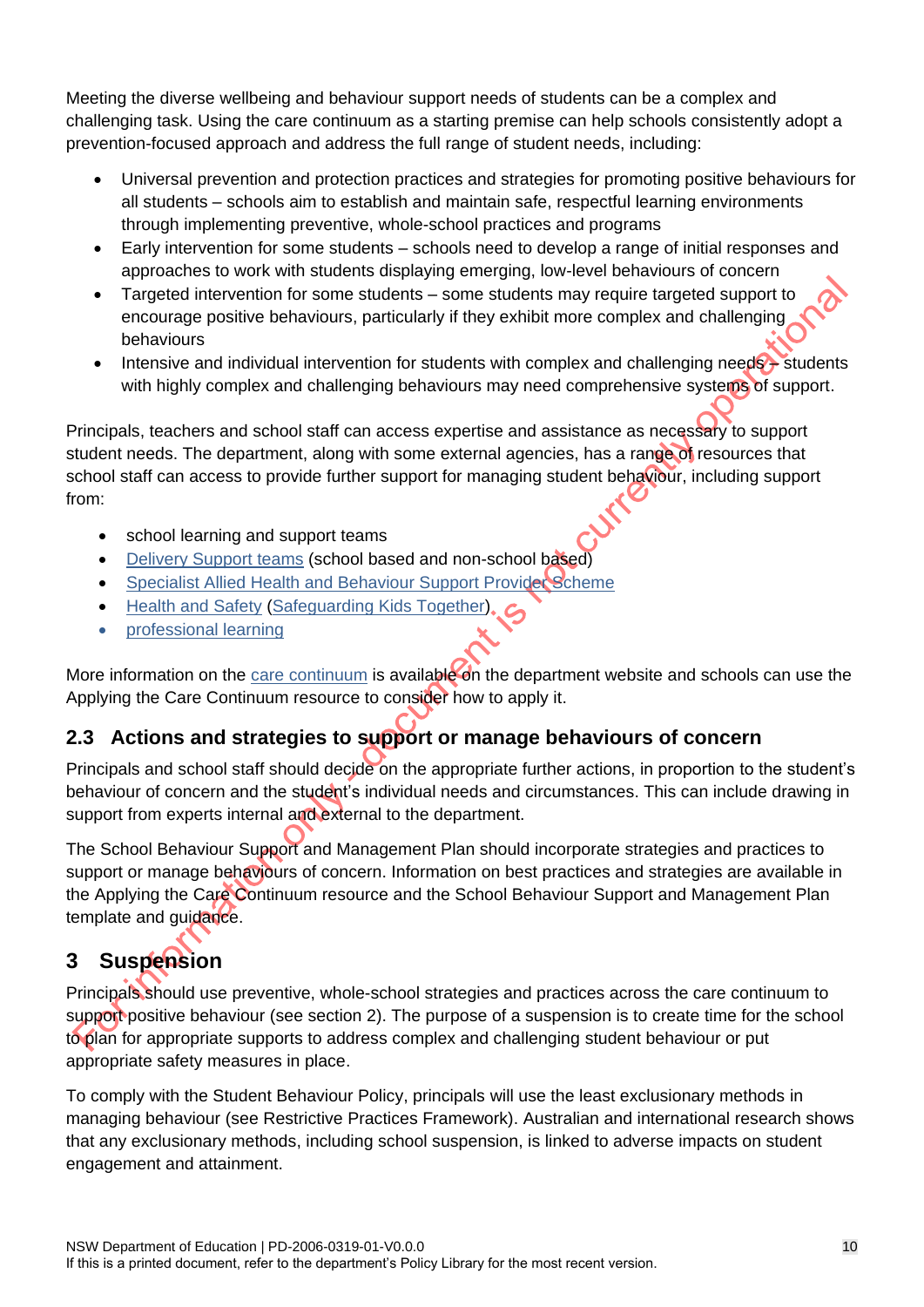Meeting the diverse wellbeing and behaviour support needs of students can be a complex and challenging task. Using the care continuum as a starting premise can help schools consistently adopt a prevention-focused approach and address the full range of student needs, including:

- Universal prevention and protection practices and strategies for promoting positive behaviours for all students – schools aim to establish and maintain safe, respectful learning environments through implementing preventive, whole-school practices and programs
- Early intervention for some students – schools need to develop a range of initial responses and approaches to work with students displaying emerging, low-level behaviours of concern
- Targeted intervention for some students – some students may require targeted support to encourage positive behaviours, particularly if they exhibit more complex and challenging behaviours
- Intensive and individual intervention for students with complex and challenging needs – students with highly complex and challenging behaviours may need comprehensive systems of support.

Principals, teachers and school staff can access expertise and assistance as necessary to support student needs. The department, along with some external agencies, has a range of resources that school staff can access to provide further support for managing student behaviour, including support from:

- school learning and support teams
- Delivery Support teams (school based and non-school based)
- Specialist Allied Health and Behaviour Support Provider Scheme
- Health and Safety (Safeguarding Kids Together)
- professional learning

More information on the care continuum is available on the department website and schools can use the Applying the Care Continuum resource to consider how to apply it.

## 2.3 Actions and strategies to support or manage behaviours of concern

Principals and school staff should decide on the appropriate further actions, in proportion to the student's behaviour of concern and the student's individual needs and circumstances. This can include drawing in support from experts internal and external to the department.

The School Behaviour Support and Management Plan should incorporate strategies and practices to support or manage behaviours of concern. Information on best practices and strategies are available in the Applying the Care Continuum resource and the School Behaviour Support and Management Plan template and guidance.

# 3 Suspension

Principals should use preventive, whole-school strategies and practices across the care continuum to support positive behaviour (see section 2). The purpose of a suspension is to create time for the school to plan for appropriate supports to address complex and challenging student behaviour or put appropriate safety measures in place.

To comply with the Student Behaviour Policy, principals will use the least exclusionary methods in managing behaviour (see Restrictive Practices Framework). Australian and international research shows that any exclusionary methods, including school suspension, is linked to adverse impacts on student engagement and attainment.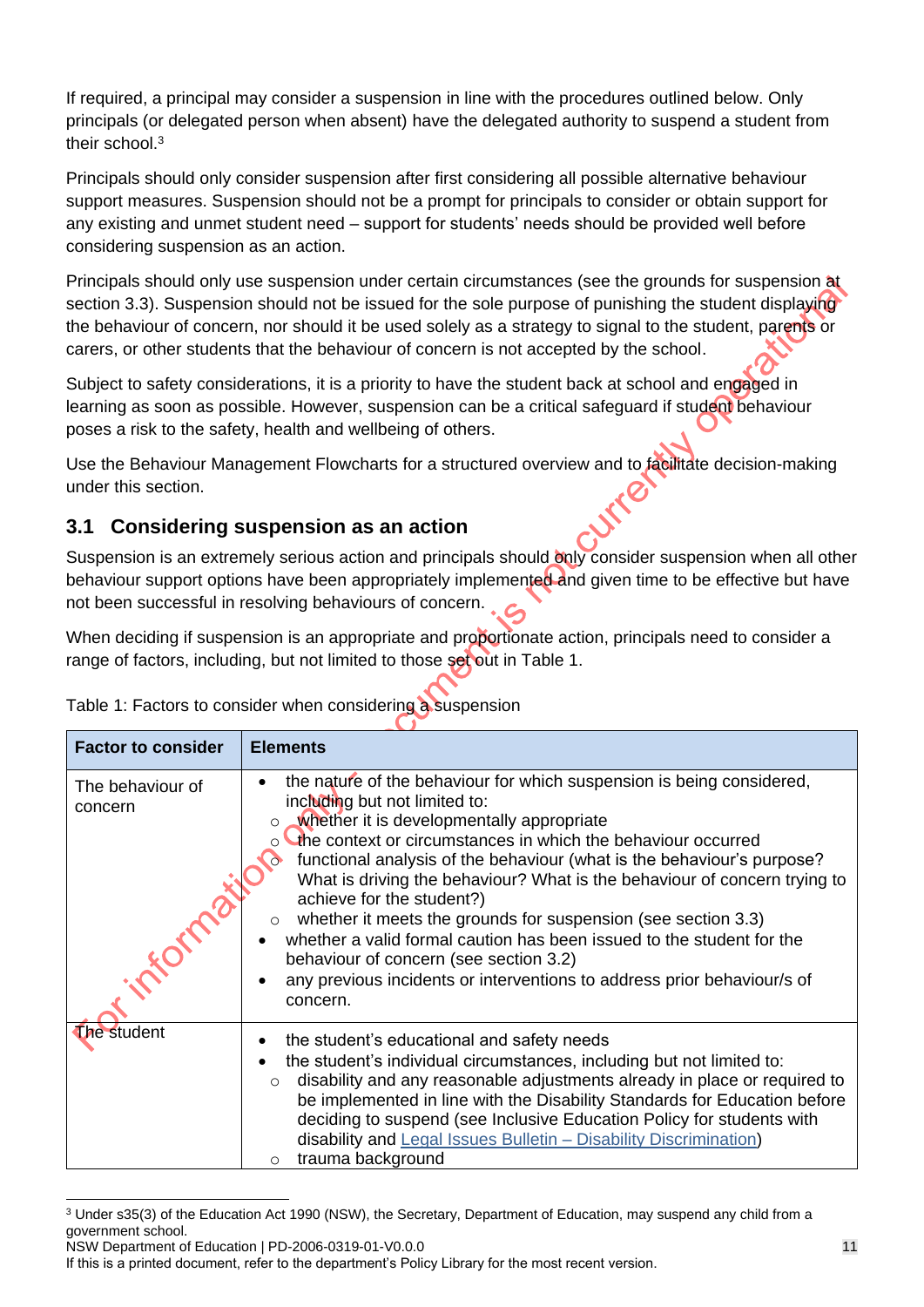If required, a principal may consider a suspension in line with the procedures outlined below. Only principals (or delegated person when absent) have the delegated authority to suspend a student from their school.[3]

Principals should only consider suspension after first considering all possible alternative behaviour support measures. Suspension should not be a prompt for principals to consider or obtain support for any existing and unmet student need – support for students' needs should be provided well before considering suspension as an action.

Principals should only use suspension under certain circumstances (see the grounds for suspension at section 3.3). Suspension should not be issued for the sole purpose of punishing the student displaying the behaviour of concern, nor should it be used solely as a strategy to signal to the student, parents or carers, or other students that the behaviour of concern is not accepted by the school.

Subject to safety considerations, it is a priority to have the student back at school and engaged in learning as soon as possible. However, suspension can be a critical safeguard if student behaviour poses a risk to the safety, health and wellbeing of others.

Use the Behaviour Management Flowcharts for a structured overview and to facilitate decision-making under this section.

## 3.1 Considering suspension as an action

Suspension is an extremely serious action and principals should only consider suspension when all other behaviour support options have been appropriately implemented and given time to be effective but have not been successful in resolving behaviours of concern.

When deciding if suspension is an appropriate and proportionate action, principals need to consider a range of factors, including, but not limited to those set out in Table 1.

Table 1: Factors to consider when considering a suspension

| Factor to consider | Elements |
|---|---|
| The behaviour of concern | • the nature of the behaviour for which suspension is being considered, including but not limited to:<br>  ○ whether it is developmentally appropriate<br>  ○ the context or circumstances in which the behaviour occurred<br>  ○ functional analysis of the behaviour (what is the behaviour's purpose? What is driving the behaviour? What is the behaviour of concern trying to achieve for the student?)<br>  ○ whether it meets the grounds for suspension (see section 3.3)<br>• whether a valid formal caution has been issued to the student for the behaviour of concern (see section 3.2)<br>• any previous incidents or interventions to address prior behaviour/s of concern. |
| The student | • the student's educational and safety needs<br>• the student's individual circumstances, including but not limited to:<br>  ○ disability and any reasonable adjustments already in place or required to be implemented in line with the Disability Standards for Education before deciding to suspend (see Inclusive Education Policy for students with disability and Legal Issues Bulletin – Disability Discrimination)<br>  ○ trauma background |

[3] Under s35(3) of the Education Act 1990 (NSW), the Secretary, Department of Education, may suspend any child from a government school.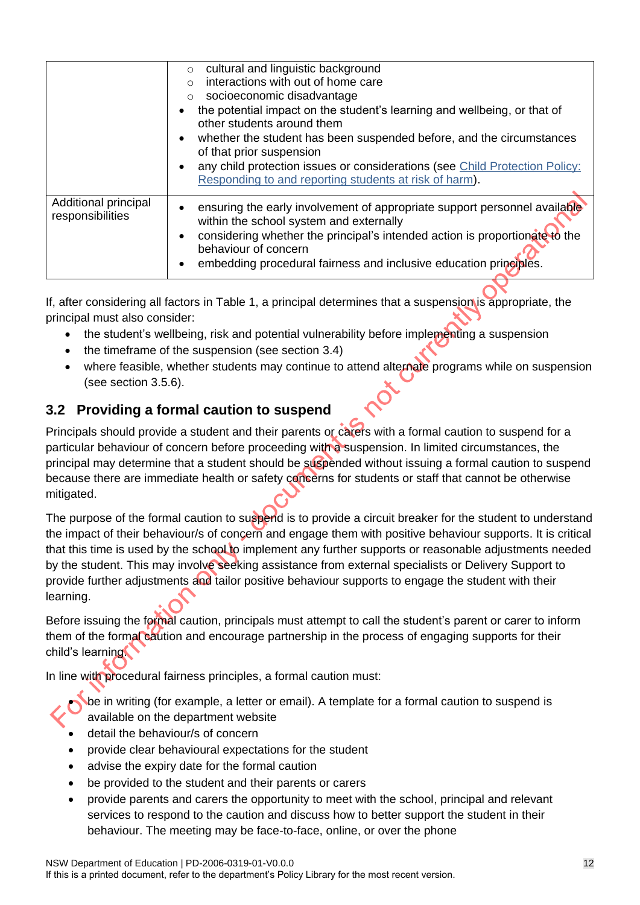| | |
|---|---|
| | ◦ cultural and linguistic background<br>◦ interactions with out of home care<br>◦ socioeconomic disadvantage<br>• the potential impact on the student's learning and wellbeing, or that of other students around them<br>• whether the student has been suspended before, and the circumstances of that prior suspension<br>• any child protection issues or considerations (see Child Protection Policy: Responding to and reporting students at risk of harm). |
| Additional principal responsibilities | • ensuring the early involvement of appropriate support personnel available within the school system and externally<br>• considering whether the principal's intended action is proportionate to the behaviour of concern<br>• embedding procedural fairness and inclusive education principles. |

If, after considering all factors in Table 1, a principal determines that a suspension is appropriate, the principal must also consider:

- the student's wellbeing, risk and potential vulnerability before implementing a suspension
- the timeframe of the suspension (see section 3.4)
- where feasible, whether students may continue to attend alternate programs while on suspension (see section 3.5.6).

## 3.2 Providing a formal caution to suspend

Principals should provide a student and their parents or carers with a formal caution to suspend for a particular behaviour of concern before proceeding with a suspension. In limited circumstances, the principal may determine that a student should be suspended without issuing a formal caution to suspend because there are immediate health or safety concerns for students or staff that cannot be otherwise mitigated.

The purpose of the formal caution to suspend is to provide a circuit breaker for the student to understand the impact of their behaviour/s of concern and engage them with positive behaviour supports. It is critical that this time is used by the school to implement any further supports or reasonable adjustments needed by the student. This may involve seeking assistance from external specialists or Delivery Support to provide further adjustments and tailor positive behaviour supports to engage the student with their learning.

Before issuing the formal caution, principals must attempt to call the student's parent or carer to inform them of the formal caution and encourage partnership in the process of engaging supports for their child's learning.

In line with procedural fairness principles, a formal caution must:

- be in writing (for example, a letter or email). A template for a formal caution to suspend is available on the department website
- detail the behaviour/s of concern
- provide clear behavioural expectations for the student
- advise the expiry date for the formal caution
- be provided to the student and their parents or carers
- provide parents and carers the opportunity to meet with the school, principal and relevant services to respond to the caution and discuss how to better support the student in their behaviour. The meeting may be face-to-face, online, or over the phone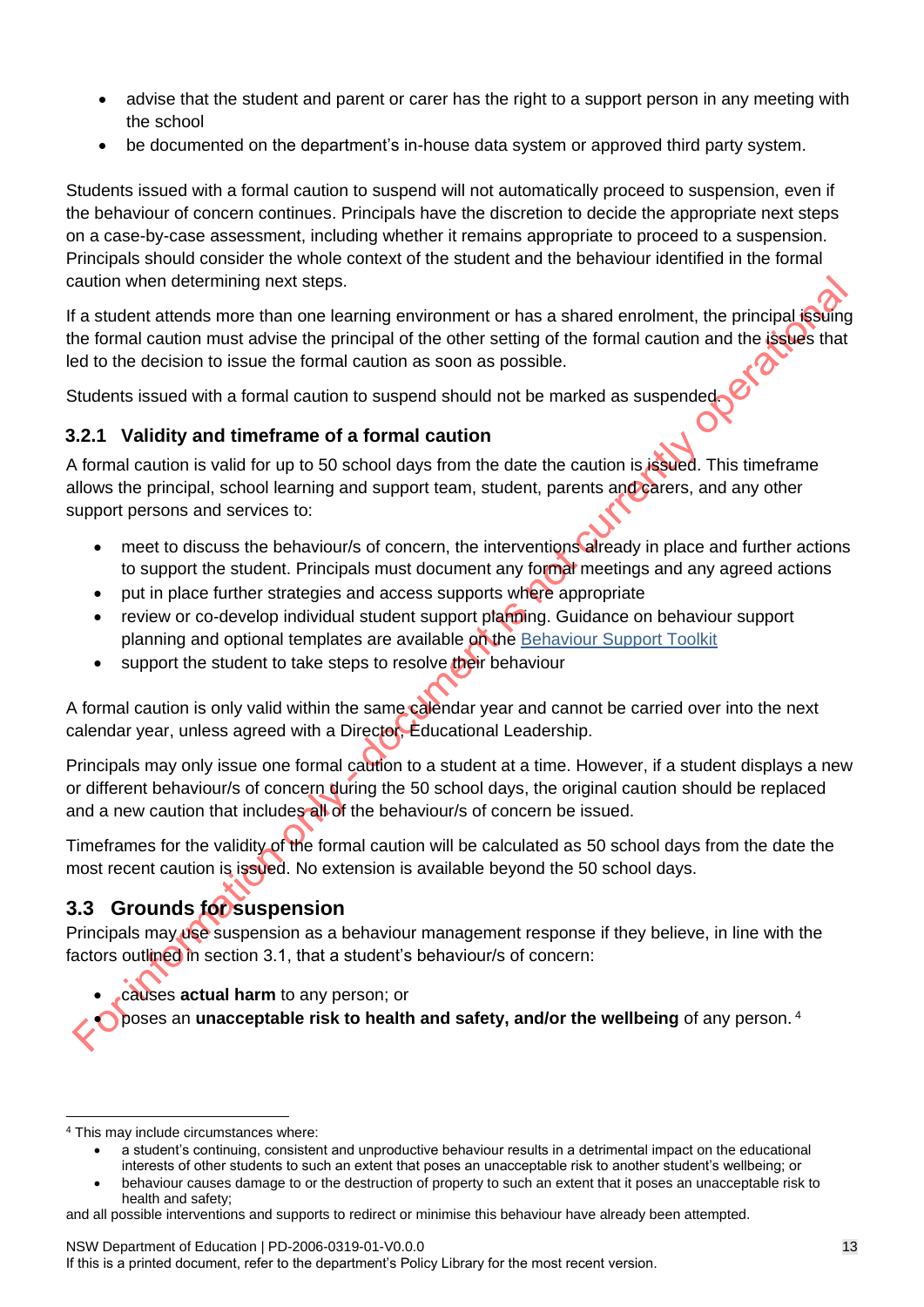- advise that the student and parent or carer has the right to a support person in any meeting with the school
- be documented on the department's in-house data system or approved third party system.

Students issued with a formal caution to suspend will not automatically proceed to suspension, even if the behaviour of concern continues. Principals have the discretion to decide the appropriate next steps on a case-by-case assessment, including whether it remains appropriate to proceed to a suspension. Principals should consider the whole context of the student and the behaviour identified in the formal caution when determining next steps.

If a student attends more than one learning environment or has a shared enrolment, the principal issuing the formal caution must advise the principal of the other setting of the formal caution and the issues that led to the decision to issue the formal caution as soon as possible.

Students issued with a formal caution to suspend should not be marked as suspended.

### 3.2.1 Validity and timeframe of a formal caution

A formal caution is valid for up to 50 school days from the date the caution is issued. This timeframe allows the principal, school learning and support team, student, parents and carers, and any other support persons and services to:

- meet to discuss the behaviour/s of concern, the interventions already in place and further actions to support the student. Principals must document any formal meetings and any agreed actions
- put in place further strategies and access supports where appropriate
- review or co-develop individual student support planning. Guidance on behaviour support planning and optional templates are available on the Behaviour Support Toolkit
- support the student to take steps to resolve their behaviour

A formal caution is only valid within the same calendar year and cannot be carried over into the next calendar year, unless agreed with a Director, Educational Leadership.

Principals may only issue one formal caution to a student at a time. However, if a student displays a new or different behaviour/s of concern during the 50 school days, the original caution should be replaced and a new caution that includes all of the behaviour/s of concern be issued.

Timeframes for the validity of the formal caution will be calculated as 50 school days from the date the most recent caution is issued. No extension is available beyond the 50 school days.

## 3.3 Grounds for suspension

Principals may use suspension as a behaviour management response if they believe, in line with the factors outlined in section 3.1, that a student's behaviour/s of concern:

- causes **actual harm** to any person; or
- poses an **unacceptable risk to health and safety, and/or the wellbeing** of any person. [4]

---

[4] This may include circumstances where:

- a student's continuing, consistent and unproductive behaviour results in a detrimental impact on the educational interests of other students to such an extent that poses an unacceptable risk to another student's wellbeing; or
- behaviour causes damage to or the destruction of property to such an extent that it poses an unacceptable risk to health and safety;

and all possible interventions and supports to redirect or minimise this behaviour have already been attempted.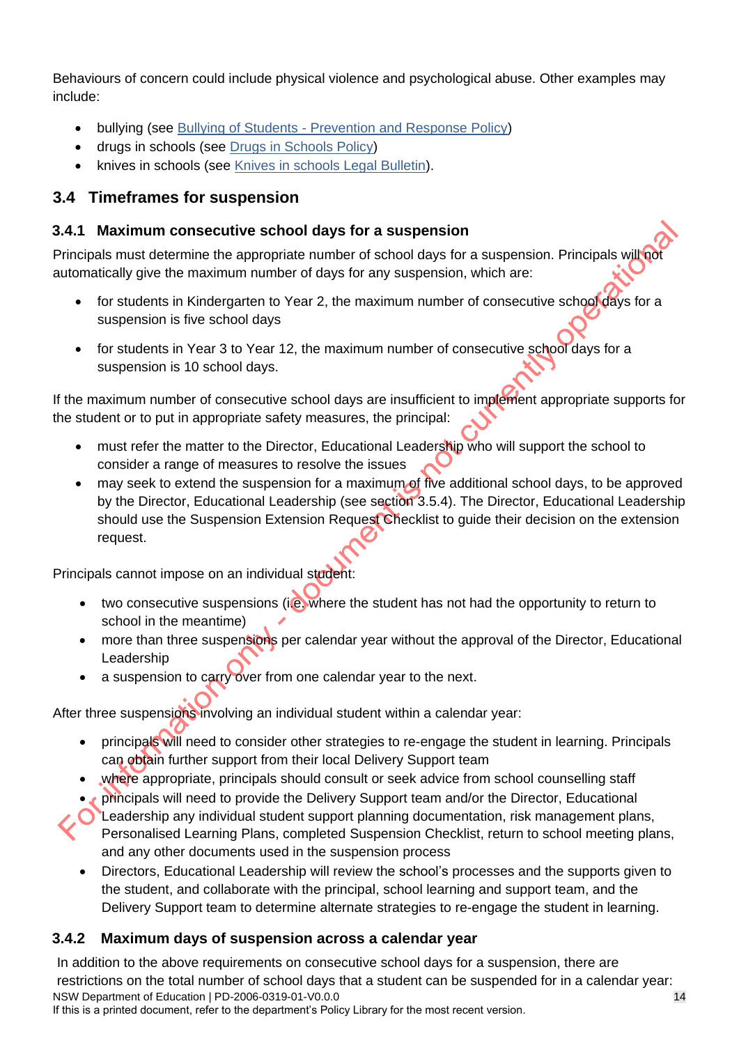Behaviours of concern could include physical violence and psychological abuse. Other examples may include:

- bullying (see Bullying of Students - Prevention and Response Policy)
- drugs in schools (see Drugs in Schools Policy)
- knives in schools (see Knives in schools Legal Bulletin).

## 3.4 Timeframes for suspension

### 3.4.1 Maximum consecutive school days for a suspension

Principals must determine the appropriate number of school days for a suspension. Principals will not automatically give the maximum number of days for any suspension, which are:

- for students in Kindergarten to Year 2, the maximum number of consecutive school days for a suspension is five school days
- for students in Year 3 to Year 12, the maximum number of consecutive school days for a suspension is 10 school days.

If the maximum number of consecutive school days are insufficient to implement appropriate supports for the student or to put in appropriate safety measures, the principal:

- must refer the matter to the Director, Educational Leadership who will support the school to consider a range of measures to resolve the issues
- may seek to extend the suspension for a maximum of five additional school days, to be approved by the Director, Educational Leadership (see section 3.5.4). The Director, Educational Leadership should use the Suspension Extension Request Checklist to guide their decision on the extension request.

Principals cannot impose on an individual student:

- two consecutive suspensions (i.e. where the student has not had the opportunity to return to school in the meantime)
- more than three suspensions per calendar year without the approval of the Director, Educational Leadership
- a suspension to carry over from one calendar year to the next.

After three suspensions involving an individual student within a calendar year:

- principals will need to consider other strategies to re-engage the student in learning. Principals can obtain further support from their local Delivery Support team
- where appropriate, principals should consult or seek advice from school counselling staff
- principals will need to provide the Delivery Support team and/or the Director, Educational Leadership any individual student support planning documentation, risk management plans, Personalised Learning Plans, completed Suspension Checklist, return to school meeting plans, and any other documents used in the suspension process
- Directors, Educational Leadership will review the school's processes and the supports given to the student, and collaborate with the principal, school learning and support team, and the Delivery Support team to determine alternate strategies to re-engage the student in learning.

### 3.4.2 Maximum days of suspension across a calendar year

In addition to the above requirements on consecutive school days for a suspension, there are restrictions on the total number of school days that a student can be suspended for in a calendar year: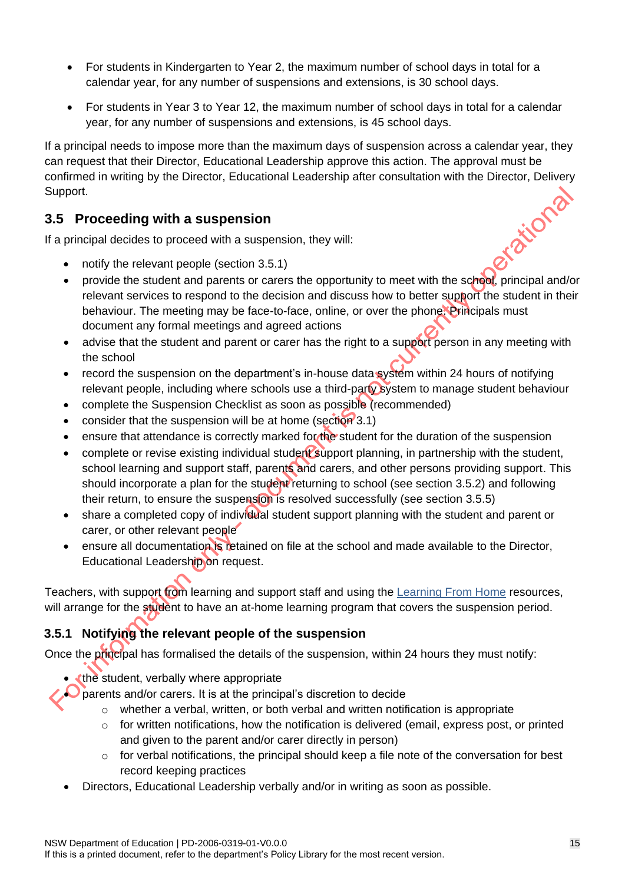- For students in Kindergarten to Year 2, the maximum number of school days in total for a calendar year, for any number of suspensions and extensions, is 30 school days.
- For students in Year 3 to Year 12, the maximum number of school days in total for a calendar year, for any number of suspensions and extensions, is 45 school days.

If a principal needs to impose more than the maximum days of suspension across a calendar year, they can request that their Director, Educational Leadership approve this action. The approval must be confirmed in writing by the Director, Educational Leadership after consultation with the Director, Delivery Support.

## 3.5 Proceeding with a suspension

If a principal decides to proceed with a suspension, they will:

- notify the relevant people (section 3.5.1)
- provide the student and parents or carers the opportunity to meet with the school, principal and/or relevant services to respond to the decision and discuss how to better support the student in their behaviour. The meeting may be face-to-face, online, or over the phone. Principals must document any formal meetings and agreed actions
- advise that the student and parent or carer has the right to a support person in any meeting with the school
- record the suspension on the department's in-house data system within 24 hours of notifying relevant people, including where schools use a third-party system to manage student behaviour
- complete the Suspension Checklist as soon as possible (recommended)
- consider that the suspension will be at home (section 3.1)
- ensure that attendance is correctly marked for the student for the duration of the suspension
- complete or revise existing individual student support planning, in partnership with the student, school learning and support staff, parents and carers, and other persons providing support. This should incorporate a plan for the student returning to school (see section 3.5.2) and following their return, to ensure the suspension is resolved successfully (see section 3.5.5)
- share a completed copy of individual student support planning with the student and parent or carer, or other relevant people
- ensure all documentation is retained on file at the school and made available to the Director, Educational Leadership on request.

Teachers, with support from learning and support staff and using the [Learning From Home](Learning From Home) resources, will arrange for the student to have an at-home learning program that covers the suspension period.

### 3.5.1 Notifying the relevant people of the suspension

Once the principal has formalised the details of the suspension, within 24 hours they must notify:

- the student, verbally where appropriate
- parents and/or carers. It is at the principal's discretion to decide
  - whether a verbal, written, or both verbal and written notification is appropriate
  - for written notifications, how the notification is delivered (email, express post, or printed and given to the parent and/or carer directly in person)
  - for verbal notifications, the principal should keep a file note of the conversation for best record keeping practices
- Directors, Educational Leadership verbally and/or in writing as soon as possible.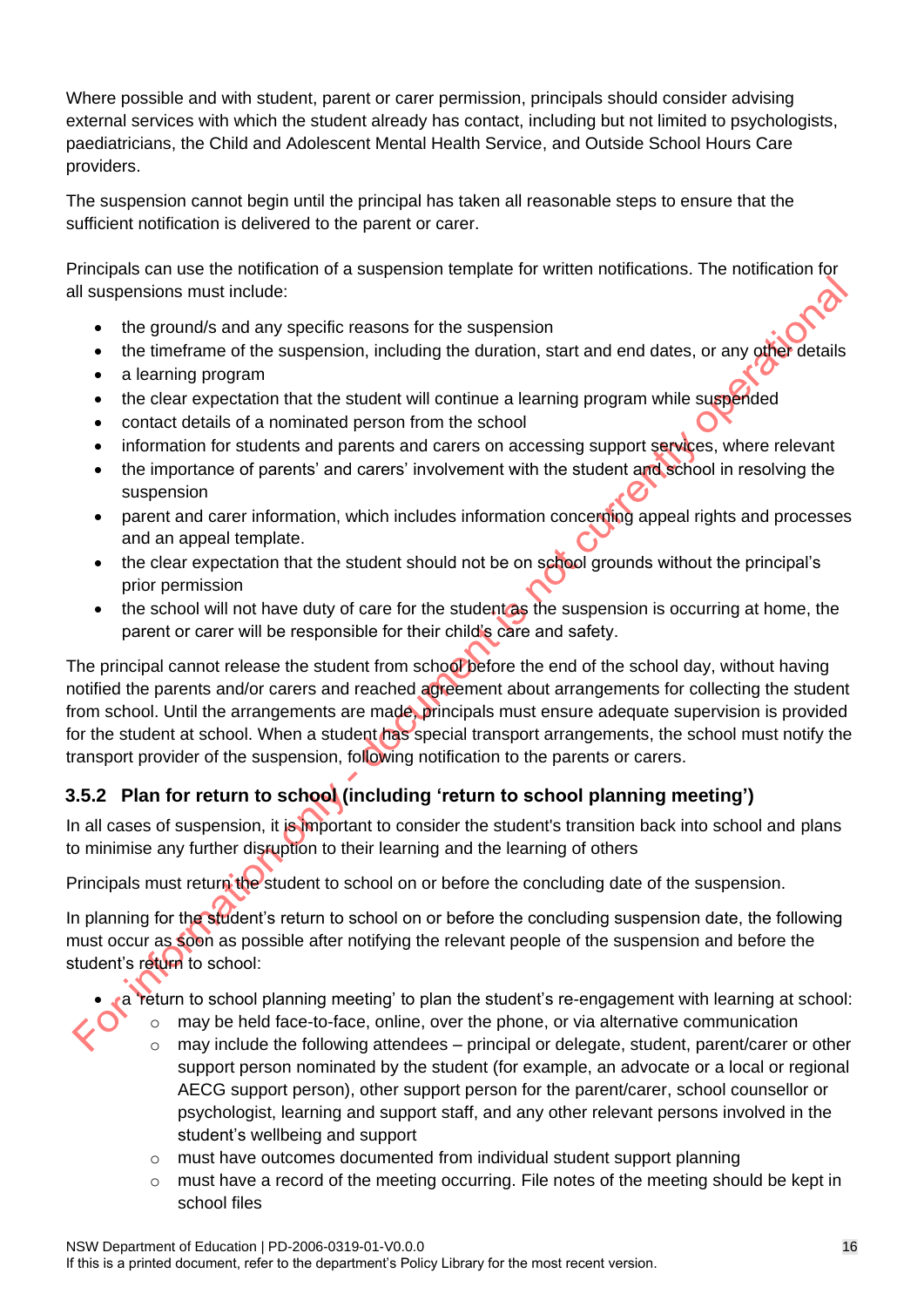Where possible and with student, parent or carer permission, principals should consider advising external services with which the student already has contact, including but not limited to psychologists, paediatricians, the Child and Adolescent Mental Health Service, and Outside School Hours Care providers.

The suspension cannot begin until the principal has taken all reasonable steps to ensure that the sufficient notification is delivered to the parent or carer.

Principals can use the notification of a suspension template for written notifications. The notification for all suspensions must include:

- the ground/s and any specific reasons for the suspension
- the timeframe of the suspension, including the duration, start and end dates, or any other details
- a learning program
- the clear expectation that the student will continue a learning program while suspended
- contact details of a nominated person from the school
- information for students and parents and carers on accessing support services, where relevant
- the importance of parents' and carers' involvement with the student and school in resolving the suspension
- parent and carer information, which includes information concerning appeal rights and processes and an appeal template.
- the clear expectation that the student should not be on school grounds without the principal's prior permission
- the school will not have duty of care for the student as the suspension is occurring at home, the parent or carer will be responsible for their child's care and safety.

The principal cannot release the student from school before the end of the school day, without having notified the parents and/or carers and reached agreement about arrangements for collecting the student from school. Until the arrangements are made, principals must ensure adequate supervision is provided for the student at school. When a student has special transport arrangements, the school must notify the transport provider of the suspension, following notification to the parents or carers.

### 3.5.2 Plan for return to school (including 'return to school planning meeting')

In all cases of suspension, it is important to consider the student's transition back into school and plans to minimise any further disruption to their learning and the learning of others

Principals must return the student to school on or before the concluding date of the suspension.

In planning for the student's return to school on or before the concluding suspension date, the following must occur as soon as possible after notifying the relevant people of the suspension and before the student's return to school:

- a 'return to school planning meeting' to plan the student's re-engagement with learning at school:
  - may be held face-to-face, online, over the phone, or via alternative communication
  - may include the following attendees – principal or delegate, student, parent/carer or other support person nominated by the student (for example, an advocate or a local or regional AECG support person), other support person for the parent/carer, school counsellor or psychologist, learning and support staff, and any other relevant persons involved in the student's wellbeing and support
  - must have outcomes documented from individual student support planning
  - must have a record of the meeting occurring. File notes of the meeting should be kept in school files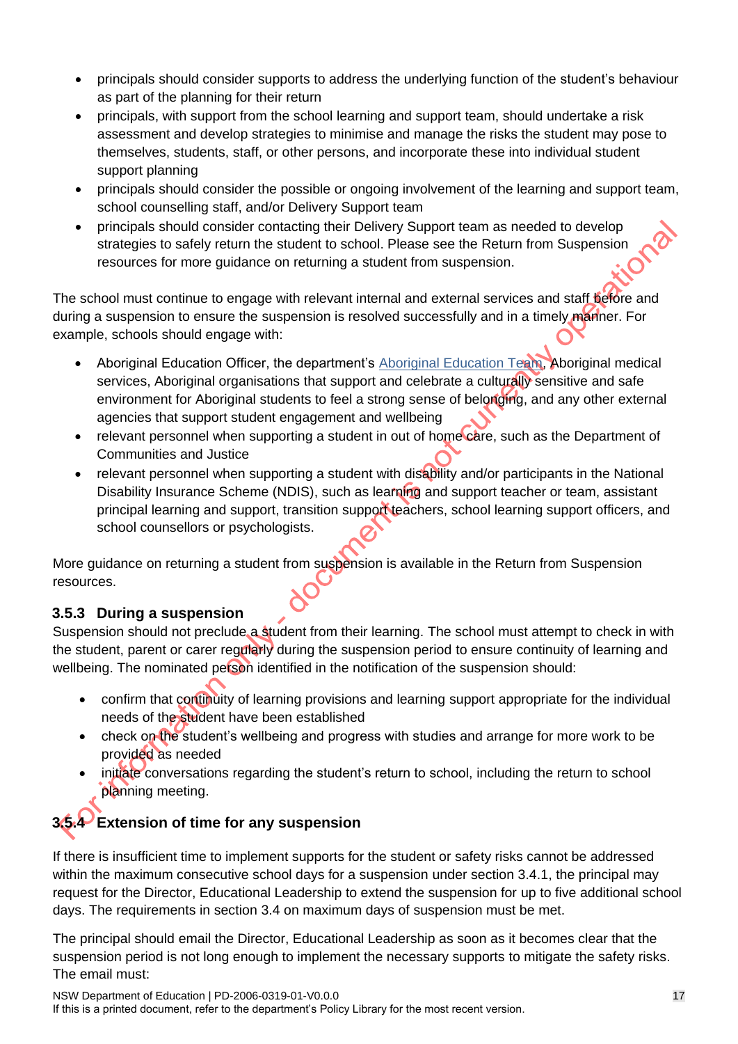- principals should consider supports to address the underlying function of the student's behaviour as part of the planning for their return
- principals, with support from the school learning and support team, should undertake a risk assessment and develop strategies to minimise and manage the risks the student may pose to themselves, students, staff, or other persons, and incorporate these into individual student support planning
- principals should consider the possible or ongoing involvement of the learning and support team, school counselling staff, and/or Delivery Support team
- principals should consider contacting their Delivery Support team as needed to develop strategies to safely return the student to school. Please see the Return from Suspension resources for more guidance on returning a student from suspension.

The school must continue to engage with relevant internal and external services and staff before and during a suspension to ensure the suspension is resolved successfully and in a timely manner. For example, schools should engage with:

- Aboriginal Education Officer, the department's Aboriginal Education Team, Aboriginal medical services, Aboriginal organisations that support and celebrate a culturally sensitive and safe environment for Aboriginal students to feel a strong sense of belonging, and any other external agencies that support student engagement and wellbeing
- relevant personnel when supporting a student in out of home care, such as the Department of Communities and Justice
- relevant personnel when supporting a student with disability and/or participants in the National Disability Insurance Scheme (NDIS), such as learning and support teacher or team, assistant principal learning and support, transition support teachers, school learning support officers, and school counsellors or psychologists.

More guidance on returning a student from suspension is available in the Return from Suspension resources.

### 3.5.3 During a suspension

Suspension should not preclude a student from their learning. The school must attempt to check in with the student, parent or carer regularly during the suspension period to ensure continuity of learning and wellbeing. The nominated person identified in the notification of the suspension should:

- confirm that continuity of learning provisions and learning support appropriate for the individual needs of the student have been established
- check on the student's wellbeing and progress with studies and arrange for more work to be provided as needed
- initiate conversations regarding the student's return to school, including the return to school planning meeting.

### 3.5.4 Extension of time for any suspension

If there is insufficient time to implement supports for the student or safety risks cannot be addressed within the maximum consecutive school days for a suspension under section 3.4.1, the principal may request for the Director, Educational Leadership to extend the suspension for up to five additional school days. The requirements in section 3.4 on maximum days of suspension must be met.

The principal should email the Director, Educational Leadership as soon as it becomes clear that the suspension period is not long enough to implement the necessary supports to mitigate the safety risks. The email must: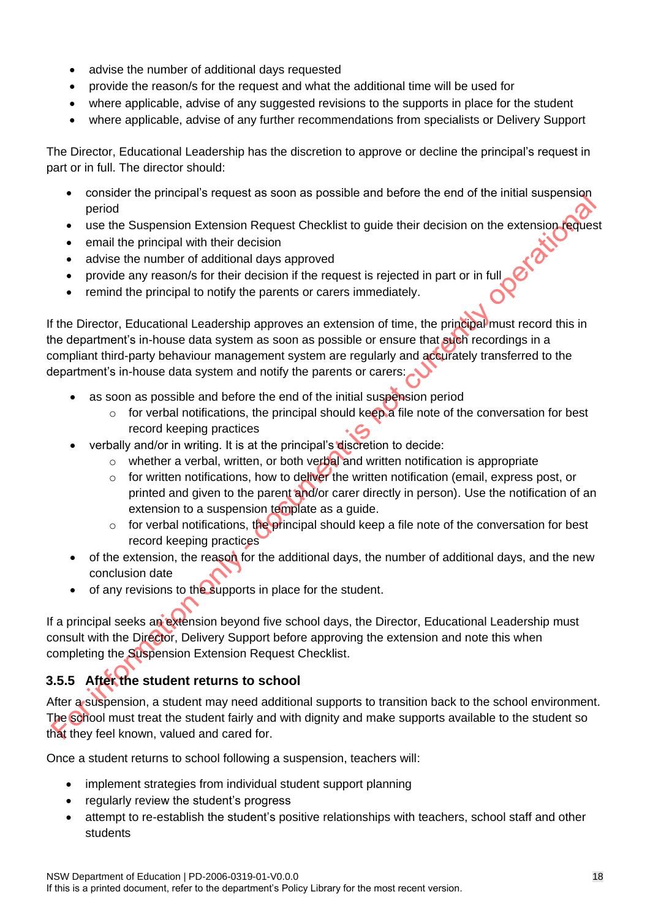- advise the number of additional days requested
- provide the reason/s for the request and what the additional time will be used for
- where applicable, advise of any suggested revisions to the supports in place for the student
- where applicable, advise of any further recommendations from specialists or Delivery Support

The Director, Educational Leadership has the discretion to approve or decline the principal's request in part or in full. The director should:

- consider the principal's request as soon as possible and before the end of the initial suspension period
- use the Suspension Extension Request Checklist to guide their decision on the extension request
- email the principal with their decision
- advise the number of additional days approved
- provide any reason/s for their decision if the request is rejected in part or in full
- remind the principal to notify the parents or carers immediately.

If the Director, Educational Leadership approves an extension of time, the principal must record this in the department's in-house data system as soon as possible or ensure that such recordings in a compliant third-party behaviour management system are regularly and accurately transferred to the department's in-house data system and notify the parents or carers:

- as soon as possible and before the end of the initial suspension period
  - for verbal notifications, the principal should keep a file note of the conversation for best record keeping practices
- verbally and/or in writing. It is at the principal's discretion to decide:
  - whether a verbal, written, or both verbal and written notification is appropriate
  - for written notifications, how to deliver the written notification (email, express post, or printed and given to the parent and/or carer directly in person). Use the notification of an extension to a suspension template as a guide.
  - for verbal notifications, the principal should keep a file note of the conversation for best record keeping practices
- of the extension, the reason for the additional days, the number of additional days, and the new conclusion date
- of any revisions to the supports in place for the student.

If a principal seeks an extension beyond five school days, the Director, Educational Leadership must consult with the Director, Delivery Support before approving the extension and note this when completing the Suspension Extension Request Checklist.

### 3.5.5 After the student returns to school

After a suspension, a student may need additional supports to transition back to the school environment. The school must treat the student fairly and with dignity and make supports available to the student so that they feel known, valued and cared for.

Once a student returns to school following a suspension, teachers will:

- implement strategies from individual student support planning
- regularly review the student's progress
- attempt to re-establish the student's positive relationships with teachers, school staff and other students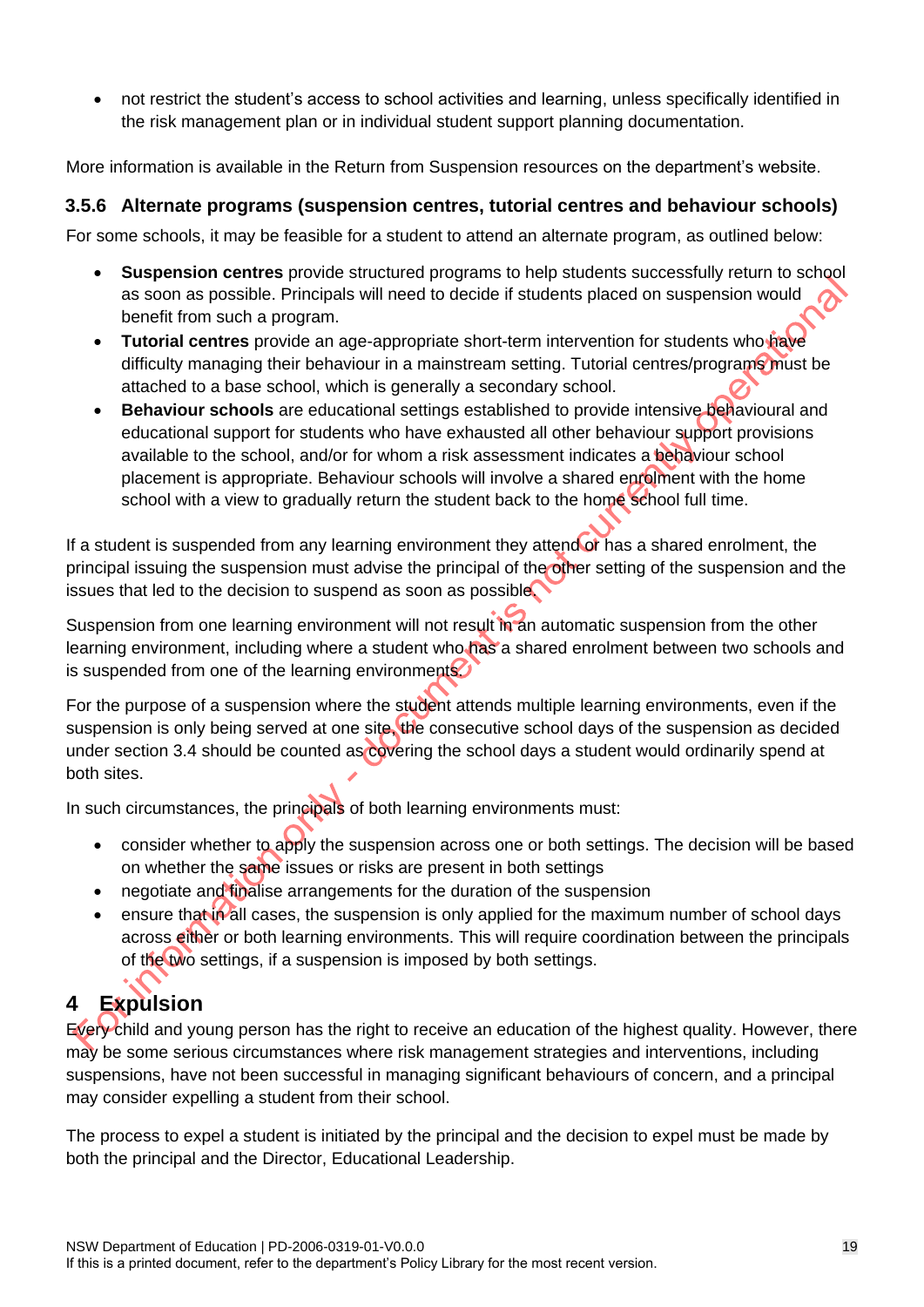- not restrict the student's access to school activities and learning, unless specifically identified in the risk management plan or in individual student support planning documentation.

More information is available in the Return from Suspension resources on the department's website.

### 3.5.6 Alternate programs (suspension centres, tutorial centres and behaviour schools)

For some schools, it may be feasible for a student to attend an alternate program, as outlined below:

- **Suspension centres** provide structured programs to help students successfully return to school as soon as possible. Principals will need to decide if students placed on suspension would benefit from such a program.
- **Tutorial centres** provide an age-appropriate short-term intervention for students who have difficulty managing their behaviour in a mainstream setting. Tutorial centres/programs must be attached to a base school, which is generally a secondary school.
- **Behaviour schools** are educational settings established to provide intensive behavioural and educational support for students who have exhausted all other behaviour support provisions available to the school, and/or for whom a risk assessment indicates a behaviour school placement is appropriate. Behaviour schools will involve a shared enrolment with the home school with a view to gradually return the student back to the home school full time.

If a student is suspended from any learning environment they attend or has a shared enrolment, the principal issuing the suspension must advise the principal of the other setting of the suspension and the issues that led to the decision to suspend as soon as possible.

Suspension from one learning environment will not result in an automatic suspension from the other learning environment, including where a student who has a shared enrolment between two schools and is suspended from one of the learning environments.

For the purpose of a suspension where the student attends multiple learning environments, even if the suspension is only being served at one site, the consecutive school days of the suspension as decided under section 3.4 should be counted as covering the school days a student would ordinarily spend at both sites.

In such circumstances, the principals of both learning environments must:

- consider whether to apply the suspension across one or both settings. The decision will be based on whether the same issues or risks are present in both settings
- negotiate and finalise arrangements for the duration of the suspension
- ensure that in all cases, the suspension is only applied for the maximum number of school days across either or both learning environments. This will require coordination between the principals of the two settings, if a suspension is imposed by both settings.

## 4 Expulsion

Every child and young person has the right to receive an education of the highest quality. However, there may be some serious circumstances where risk management strategies and interventions, including suspensions, have not been successful in managing significant behaviours of concern, and a principal may consider expelling a student from their school.

The process to expel a student is initiated by the principal and the decision to expel must be made by both the principal and the Director, Educational Leadership.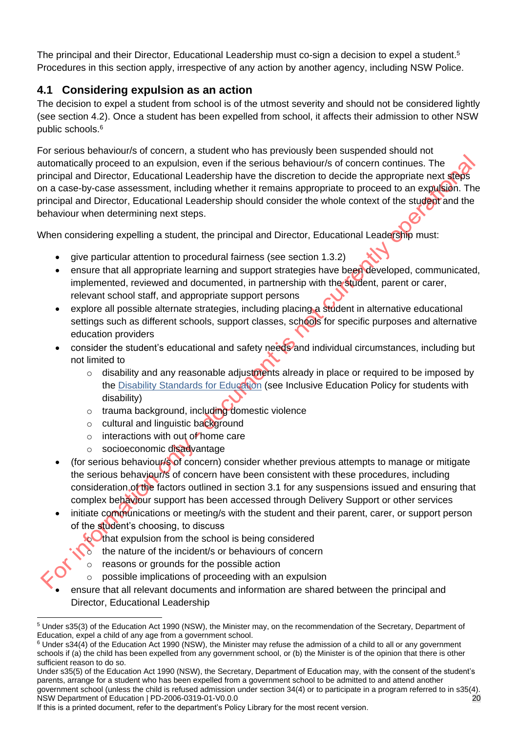The principal and their Director, Educational Leadership must co-sign a decision to expel a student.[5] Procedures in this section apply, irrespective of any action by another agency, including NSW Police.

## 4.1 Considering expulsion as an action

The decision to expel a student from school is of the utmost severity and should not be considered lightly (see section 4.2). Once a student has been expelled from school, it affects their admission to other NSW public schools.[6]

For serious behaviour/s of concern, a student who has previously been suspended should not automatically proceed to an expulsion, even if the serious behaviour/s of concern continues. The principal and Director, Educational Leadership have the discretion to decide the appropriate next steps on a case-by-case assessment, including whether it remains appropriate to proceed to an expulsion. The principal and Director, Educational Leadership should consider the whole context of the student and the behaviour when determining next steps.

When considering expelling a student, the principal and Director, Educational Leadership must:

- give particular attention to procedural fairness (see section 1.3.2)
- ensure that all appropriate learning and support strategies have been developed, communicated, implemented, reviewed and documented, in partnership with the student, parent or carer, relevant school staff, and appropriate support persons
- explore all possible alternate strategies, including placing a student in alternative educational settings such as different schools, support classes, schools for specific purposes and alternative education providers
- consider the student's educational and safety needs and individual circumstances, including but not limited to
  - disability and any reasonable adjustments already in place or required to be imposed by the Disability Standards for Education (see Inclusive Education Policy for students with disability)
  - trauma background, including domestic violence
  - cultural and linguistic background
  - interactions with out of home care
  - socioeconomic disadvantage
- (for serious behaviour/s of concern) consider whether previous attempts to manage or mitigate the serious behaviour/s of concern have been consistent with these procedures, including consideration of the factors outlined in section 3.1 for any suspensions issued and ensuring that complex behaviour support has been accessed through Delivery Support or other services
- initiate communications or meeting/s with the student and their parent, carer, or support person of the student's choosing, to discuss
  - that expulsion from the school is being considered
  - the nature of the incident/s or behaviours of concern
  - reasons or grounds for the possible action
  - possible implications of proceeding with an expulsion
- ensure that all relevant documents and information are shared between the principal and Director, Educational Leadership

---

[5] Under s35(3) of the Education Act 1990 (NSW), the Minister may, on the recommendation of the Secretary, Department of Education, expel a child of any age from a government school.

[6] Under s34(4) of the Education Act 1990 (NSW), the Minister may refuse the admission of a child to all or any government schools if (a) the child has been expelled from any government school, or (b) the Minister is of the opinion that there is other sufficient reason to do so.

Under s35(5) of the Education Act 1990 (NSW), the Secretary, Department of Education may, with the consent of the student's parents, arrange for a student who has been expelled from a government school to be admitted to and attend another government school (unless the child is refused admission under section 34(4) or to participate in a program referred to in s35(4).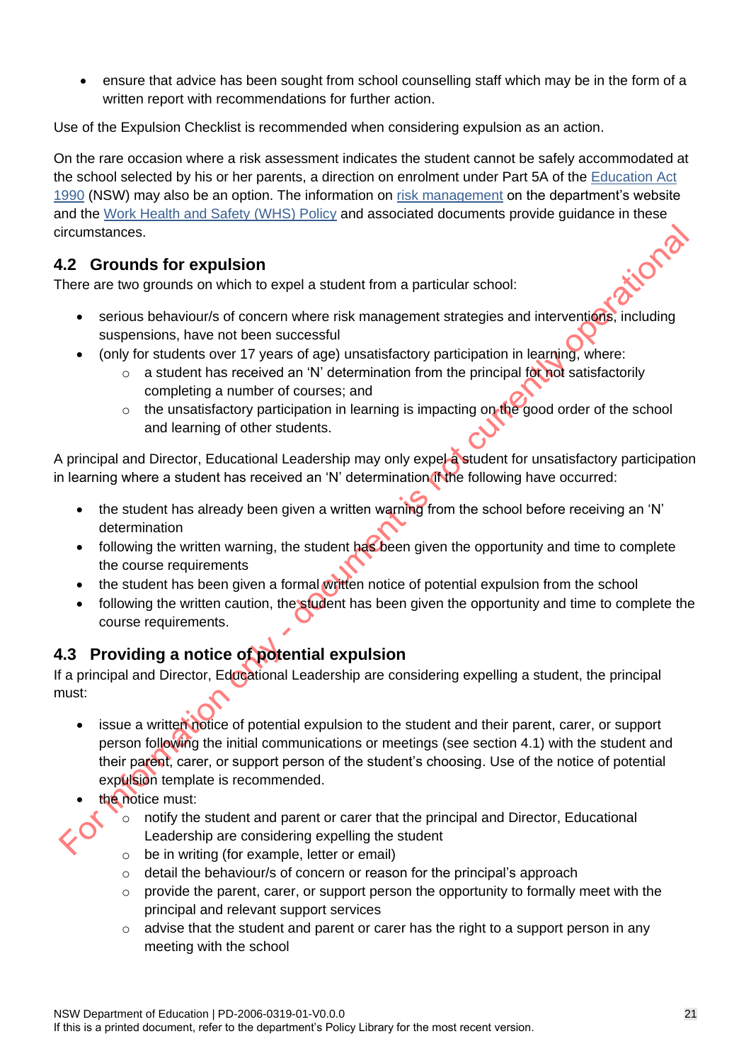- ensure that advice has been sought from school counselling staff which may be in the form of a written report with recommendations for further action.

Use of the Expulsion Checklist is recommended when considering expulsion as an action.

On the rare occasion where a risk assessment indicates the student cannot be safely accommodated at the school selected by his or her parents, a direction on enrolment under Part 5A of the Education Act 1990 (NSW) may also be an option. The information on risk management on the department's website and the Work Health and Safety (WHS) Policy and associated documents provide guidance in these circumstances.

## 4.2 Grounds for expulsion

There are two grounds on which to expel a student from a particular school:

- serious behaviour/s of concern where risk management strategies and interventions, including suspensions, have not been successful
- (only for students over 17 years of age) unsatisfactory participation in learning, where:
  - a student has received an 'N' determination from the principal for not satisfactorily completing a number of courses; and
  - the unsatisfactory participation in learning is impacting on the good order of the school and learning of other students.

A principal and Director, Educational Leadership may only expel a student for unsatisfactory participation in learning where a student has received an 'N' determination if the following have occurred:

- the student has already been given a written warning from the school before receiving an 'N' determination
- following the written warning, the student has been given the opportunity and time to complete the course requirements
- the student has been given a formal written notice of potential expulsion from the school
- following the written caution, the student has been given the opportunity and time to complete the course requirements.

## 4.3 Providing a notice of potential expulsion

If a principal and Director, Educational Leadership are considering expelling a student, the principal must:

- issue a written notice of potential expulsion to the student and their parent, carer, or support person following the initial communications or meetings (see section 4.1) with the student and their parent, carer, or support person of the student's choosing. Use of the notice of potential expulsion template is recommended.
- the notice must:
  - notify the student and parent or carer that the principal and Director, Educational Leadership are considering expelling the student
  - be in writing (for example, letter or email)
  - detail the behaviour/s of concern or reason for the principal's approach
  - provide the parent, carer, or support person the opportunity to formally meet with the principal and relevant support services
  - advise that the student and parent or carer has the right to a support person in any meeting with the school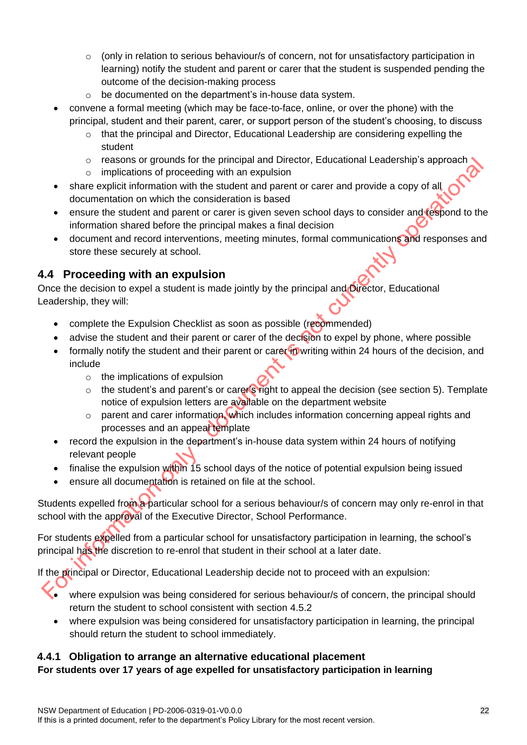- (only in relation to serious behaviour/s of concern, not for unsatisfactory participation in learning) notify the student and parent or carer that the student is suspended pending the outcome of the decision-making process
    - be documented on the department's in-house data system.
- convene a formal meeting (which may be face-to-face, online, or over the phone) with the principal, student and their parent, carer, or support person of the student's choosing, to discuss
    - that the principal and Director, Educational Leadership are considering expelling the student
    - reasons or grounds for the principal and Director, Educational Leadership's approach
    - implications of proceeding with an expulsion
- share explicit information with the student and parent or carer and provide a copy of all documentation on which the consideration is based
- ensure the student and parent or carer is given seven school days to consider and respond to the information shared before the principal makes a final decision
- document and record interventions, meeting minutes, formal communications and responses and store these securely at school.

## 4.4 Proceeding with an expulsion

Once the decision to expel a student is made jointly by the principal and Director, Educational Leadership, they will:

- complete the Expulsion Checklist as soon as possible (recommended)
- advise the student and their parent or carer of the decision to expel by phone, where possible
- formally notify the student and their parent or carer in writing within 24 hours of the decision, and include
    - the implications of expulsion
    - the student's and parent's or carer's right to appeal the decision (see section 5). Template notice of expulsion letters are available on the department website
    - parent and carer information, which includes information concerning appeal rights and processes and an appeal template
- record the expulsion in the department's in-house data system within 24 hours of notifying relevant people
- finalise the expulsion within 15 school days of the notice of potential expulsion being issued
- ensure all documentation is retained on file at the school.

Students expelled from a particular school for a serious behaviour/s of concern may only re-enrol in that school with the approval of the Executive Director, School Performance.

For students expelled from a particular school for unsatisfactory participation in learning, the school's principal has the discretion to re-enrol that student in their school at a later date.

If the principal or Director, Educational Leadership decide not to proceed with an expulsion:

- where expulsion was being considered for serious behaviour/s of concern, the principal should return the student to school consistent with section 4.5.2
- where expulsion was being considered for unsatisfactory participation in learning, the principal should return the student to school immediately.

### 4.4.1 Obligation to arrange an alternative educational placement

**For students over 17 years of age expelled for unsatisfactory participation in learning**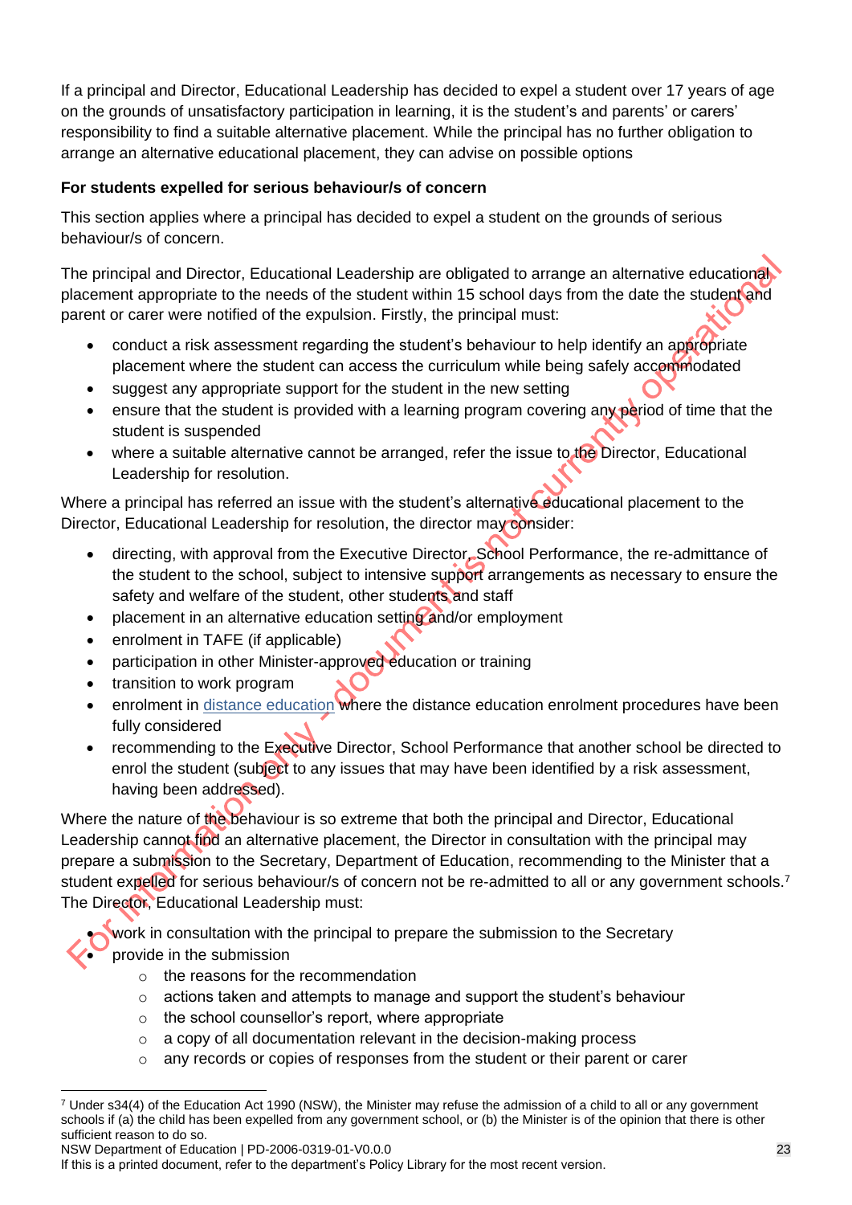If a principal and Director, Educational Leadership has decided to expel a student over 17 years of age on the grounds of unsatisfactory participation in learning, it is the student's and parents' or carers' responsibility to find a suitable alternative placement. While the principal has no further obligation to arrange an alternative educational placement, they can advise on possible options

**For students expelled for serious behaviour/s of concern**

This section applies where a principal has decided to expel a student on the grounds of serious behaviour/s of concern.

The principal and Director, Educational Leadership are obligated to arrange an alternative educational placement appropriate to the needs of the student within 15 school days from the date the student and parent or carer were notified of the expulsion. Firstly, the principal must:

- conduct a risk assessment regarding the student's behaviour to help identify an appropriate placement where the student can access the curriculum while being safely accommodated
- suggest any appropriate support for the student in the new setting
- ensure that the student is provided with a learning program covering any period of time that the student is suspended
- where a suitable alternative cannot be arranged, refer the issue to the Director, Educational Leadership for resolution.

Where a principal has referred an issue with the student's alternative educational placement to the Director, Educational Leadership for resolution, the director may consider:

- directing, with approval from the Executive Director, School Performance, the re-admittance of the student to the school, subject to intensive support arrangements as necessary to ensure the safety and welfare of the student, other students and staff
- placement in an alternative education setting and/or employment
- enrolment in TAFE (if applicable)
- participation in other Minister-approved education or training
- transition to work program
- enrolment in distance education where the distance education enrolment procedures have been fully considered
- recommending to the Executive Director, School Performance that another school be directed to enrol the student (subject to any issues that may have been identified by a risk assessment, having been addressed).

Where the nature of the behaviour is so extreme that both the principal and Director, Educational Leadership cannot find an alternative placement, the Director in consultation with the principal may prepare a submission to the Secretary, Department of Education, recommending to the Minister that a student expelled for serious behaviour/s of concern not be re-admitted to all or any government schools.[7] The Director, Educational Leadership must:

- work in consultation with the principal to prepare the submission to the Secretary
- provide in the submission
  - the reasons for the recommendation
  - actions taken and attempts to manage and support the student's behaviour
  - the school counsellor's report, where appropriate
  - a copy of all documentation relevant in the decision-making process
  - any records or copies of responses from the student or their parent or carer

[7] Under s34(4) of the Education Act 1990 (NSW), the Minister may refuse the admission of a child to all or any government schools if (a) the child has been expelled from any government school, or (b) the Minister is of the opinion that there is other sufficient reason to do so.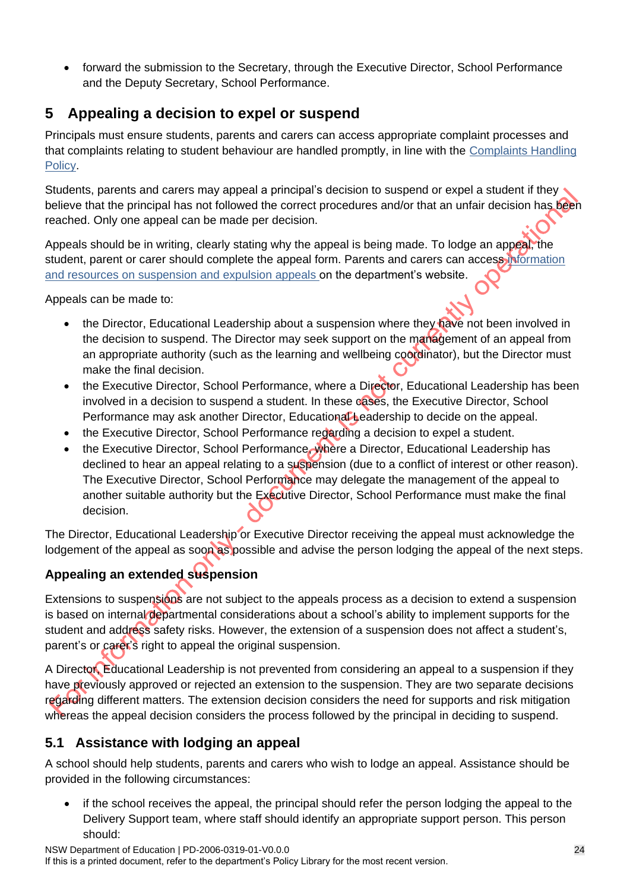- forward the submission to the Secretary, through the Executive Director, School Performance and the Deputy Secretary, School Performance.

## 5 Appealing a decision to expel or suspend

Principals must ensure students, parents and carers can access appropriate complaint processes and that complaints relating to student behaviour are handled promptly, in line with the Complaints Handling Policy.

Students, parents and carers may appeal a principal's decision to suspend or expel a student if they believe that the principal has not followed the correct procedures and/or that an unfair decision has been reached. Only one appeal can be made per decision.

Appeals should be in writing, clearly stating why the appeal is being made. To lodge an appeal, the student, parent or carer should complete the appeal form. Parents and carers can access information and resources on suspension and expulsion appeals on the department's website.

Appeals can be made to:

- the Director, Educational Leadership about a suspension where they have not been involved in the decision to suspend. The Director may seek support on the management of an appeal from an appropriate authority (such as the learning and wellbeing coordinator), but the Director must make the final decision.
- the Executive Director, School Performance, where a Director, Educational Leadership has been involved in a decision to suspend a student. In these cases, the Executive Director, School Performance may ask another Director, Educational Leadership to decide on the appeal.
- the Executive Director, School Performance regarding a decision to expel a student.
- the Executive Director, School Performance, where a Director, Educational Leadership has declined to hear an appeal relating to a suspension (due to a conflict of interest or other reason). The Executive Director, School Performance may delegate the management of the appeal to another suitable authority but the Executive Director, School Performance must make the final decision.

The Director, Educational Leadership or Executive Director receiving the appeal must acknowledge the lodgement of the appeal as soon as possible and advise the person lodging the appeal of the next steps.

### Appealing an extended suspension

Extensions to suspensions are not subject to the appeals process as a decision to extend a suspension is based on internal departmental considerations about a school's ability to implement supports for the student and address safety risks. However, the extension of a suspension does not affect a student's, parent's or carer's right to appeal the original suspension.

A Director, Educational Leadership is not prevented from considering an appeal to a suspension if they have previously approved or rejected an extension to the suspension. They are two separate decisions regarding different matters. The extension decision considers the need for supports and risk mitigation whereas the appeal decision considers the process followed by the principal in deciding to suspend.

## 5.1 Assistance with lodging an appeal

A school should help students, parents and carers who wish to lodge an appeal. Assistance should be provided in the following circumstances:

- if the school receives the appeal, the principal should refer the person lodging the appeal to the Delivery Support team, where staff should identify an appropriate support person. This person should: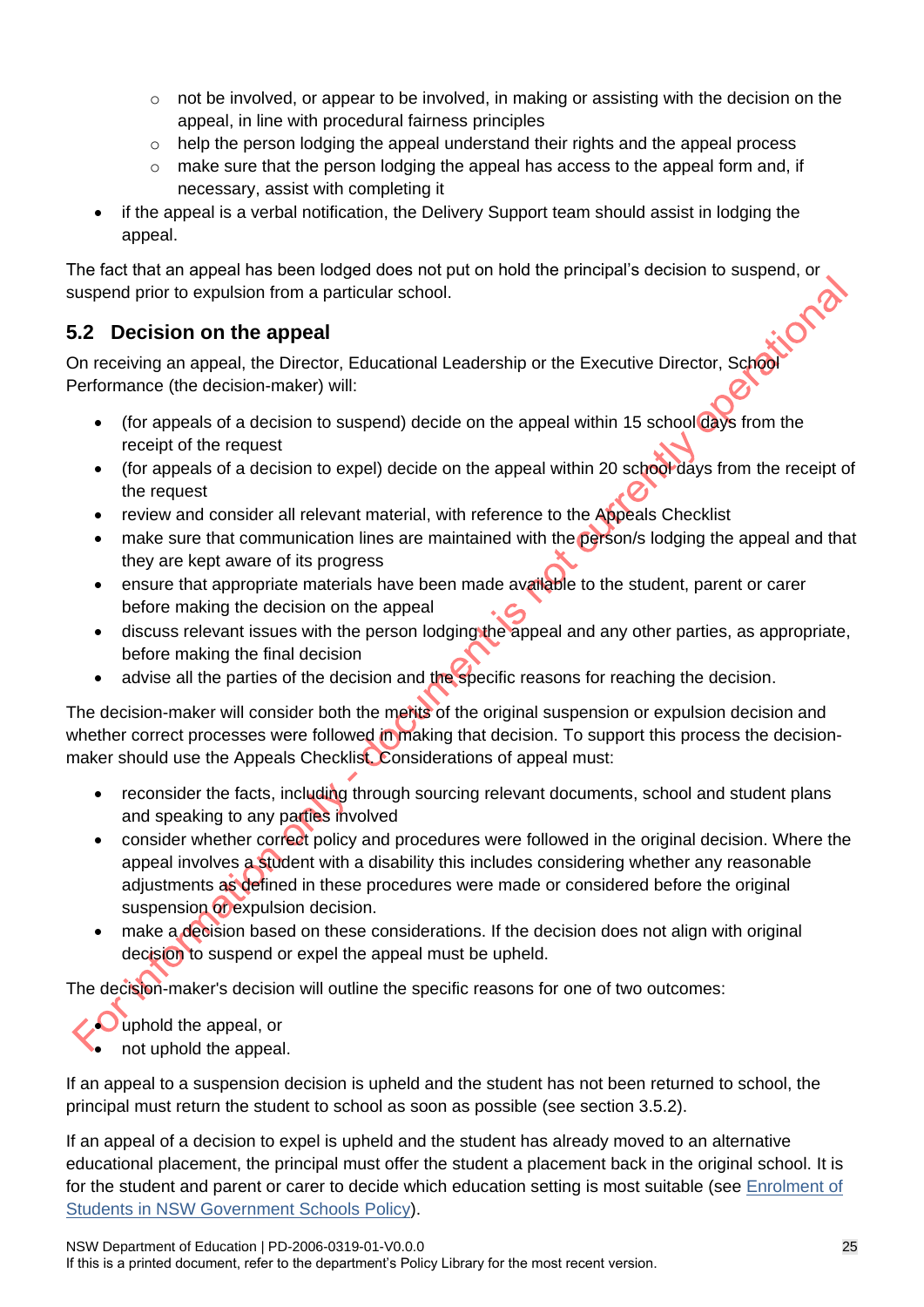- not be involved, or appear to be involved, in making or assisting with the decision on the appeal, in line with procedural fairness principles
  - help the person lodging the appeal understand their rights and the appeal process
  - make sure that the person lodging the appeal has access to the appeal form and, if necessary, assist with completing it
- if the appeal is a verbal notification, the Delivery Support team should assist in lodging the appeal.

The fact that an appeal has been lodged does not put on hold the principal's decision to suspend, or suspend prior to expulsion from a particular school.

## 5.2 Decision on the appeal

On receiving an appeal, the Director, Educational Leadership or the Executive Director, School Performance (the decision-maker) will:

- (for appeals of a decision to suspend) decide on the appeal within 15 school days from the receipt of the request
- (for appeals of a decision to expel) decide on the appeal within 20 school days from the receipt of the request
- review and consider all relevant material, with reference to the Appeals Checklist
- make sure that communication lines are maintained with the person/s lodging the appeal and that they are kept aware of its progress
- ensure that appropriate materials have been made available to the student, parent or carer before making the decision on the appeal
- discuss relevant issues with the person lodging the appeal and any other parties, as appropriate, before making the final decision
- advise all the parties of the decision and the specific reasons for reaching the decision.

The decision-maker will consider both the merits of the original suspension or expulsion decision and whether correct processes were followed in making that decision. To support this process the decision-maker should use the Appeals Checklist. Considerations of appeal must:

- reconsider the facts, including through sourcing relevant documents, school and student plans and speaking to any parties involved
- consider whether correct policy and procedures were followed in the original decision. Where the appeal involves a student with a disability this includes considering whether any reasonable adjustments as defined in these procedures were made or considered before the original suspension or expulsion decision.
- make a decision based on these considerations. If the decision does not align with original decision to suspend or expel the appeal must be upheld.

The decision-maker's decision will outline the specific reasons for one of two outcomes:

- uphold the appeal, or
- not uphold the appeal.

If an appeal to a suspension decision is upheld and the student has not been returned to school, the principal must return the student to school as soon as possible (see section 3.5.2).

If an appeal of a decision to expel is upheld and the student has already moved to an alternative educational placement, the principal must offer the student a placement back in the original school. It is for the student and parent or carer to decide which education setting is most suitable (see Enrolment of Students in NSW Government Schools Policy).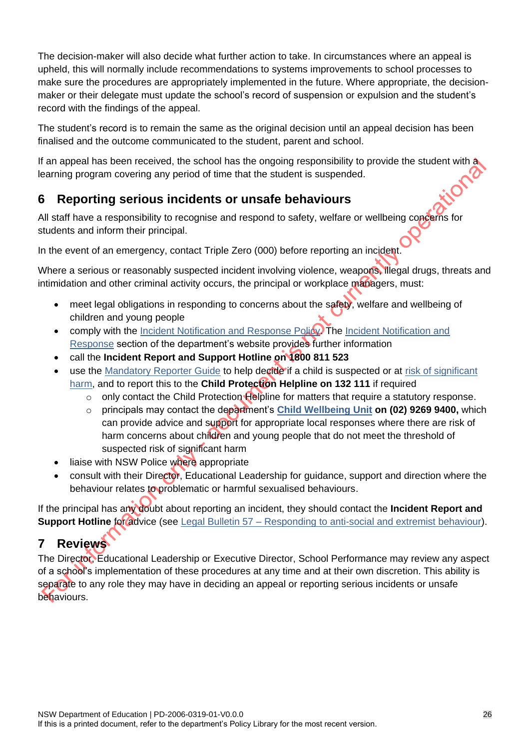The decision-maker will also decide what further action to take. In circumstances where an appeal is upheld, this will normally include recommendations to systems improvements to school processes to make sure the procedures are appropriately implemented in the future. Where appropriate, the decision-maker or their delegate must update the school's record of suspension or expulsion and the student's record with the findings of the appeal.

The student's record is to remain the same as the original decision until an appeal decision has been finalised and the outcome communicated to the student, parent and school.

If an appeal has been received, the school has the ongoing responsibility to provide the student with a learning program covering any period of time that the student is suspended.

## 6 Reporting serious incidents or unsafe behaviours

All staff have a responsibility to recognise and respond to safety, welfare or wellbeing concerns for students and inform their principal.

In the event of an emergency, contact Triple Zero (000) before reporting an incident.

Where a serious or reasonably suspected incident involving violence, weapons, illegal drugs, threats and intimidation and other criminal activity occurs, the principal or workplace managers, must:

- meet legal obligations in responding to concerns about the safety, welfare and wellbeing of children and young people
- comply with the Incident Notification and Response Policy. The Incident Notification and Response section of the department's website provides further information
- call the **Incident Report and Support Hotline on 1800 811 523**
- use the Mandatory Reporter Guide to help decide if a child is suspected or at risk of significant harm, and to report this to the **Child Protection Helpline on 132 111** if required
    - only contact the Child Protection Helpline for matters that require a statutory response.
    - principals may contact the department's **Child Wellbeing Unit on (02) 9269 9400,** which can provide advice and support for appropriate local responses where there are risk of harm concerns about children and young people that do not meet the threshold of suspected risk of significant harm
- liaise with NSW Police where appropriate
- consult with their Director, Educational Leadership for guidance, support and direction where the behaviour relates to problematic or harmful sexualised behaviours.

If the principal has any doubt about reporting an incident, they should contact the **Incident Report and Support Hotline** for advice (see Legal Bulletin 57 – Responding to anti-social and extremist behaviour).

## 7 Reviews

The Director, Educational Leadership or Executive Director, School Performance may review any aspect of a school's implementation of these procedures at any time and at their own discretion. This ability is separate to any role they may have in deciding an appeal or reporting serious incidents or unsafe behaviours.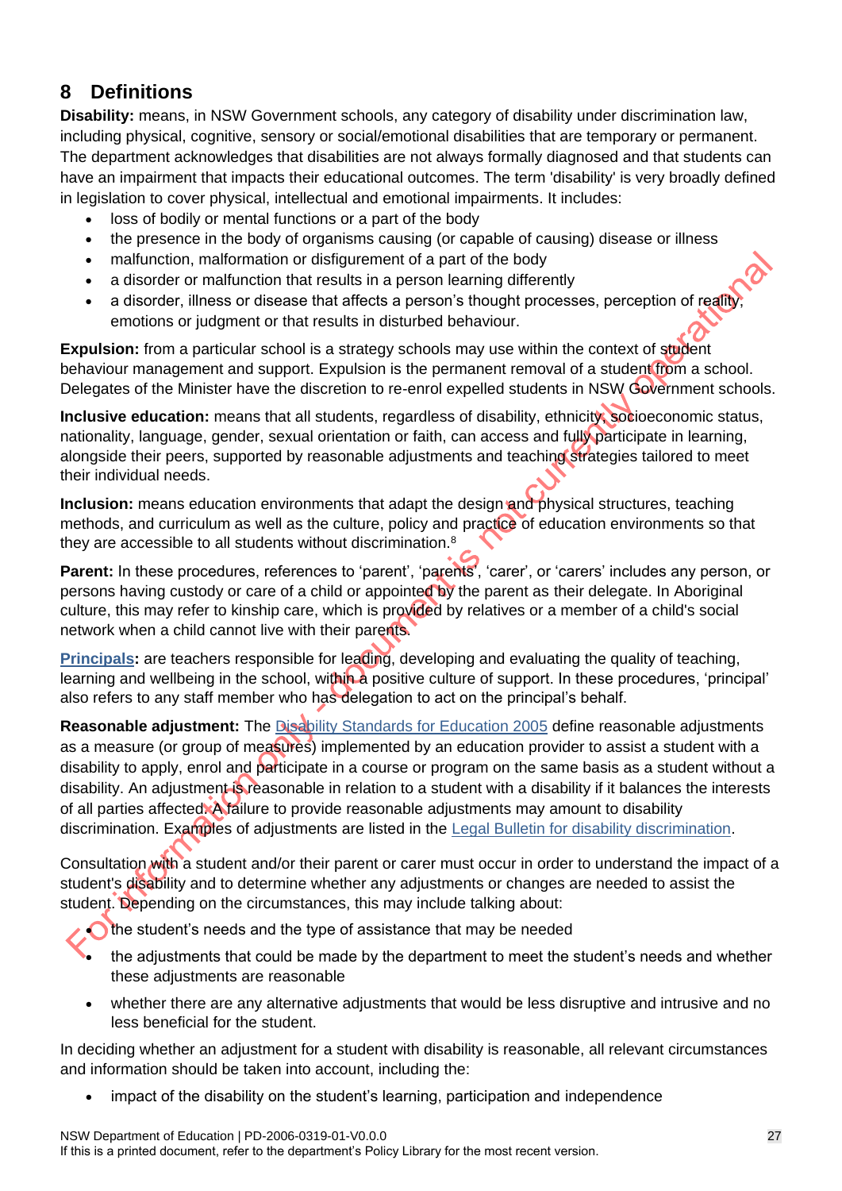## 8 Definitions

**Disability:** means, in NSW Government schools, any category of disability under discrimination law, including physical, cognitive, sensory or social/emotional disabilities that are temporary or permanent. The department acknowledges that disabilities are not always formally diagnosed and that students can have an impairment that impacts their educational outcomes. The term 'disability' is very broadly defined in legislation to cover physical, intellectual and emotional impairments. It includes:

- loss of bodily or mental functions or a part of the body
- the presence in the body of organisms causing (or capable of causing) disease or illness
- malfunction, malformation or disfigurement of a part of the body
- a disorder or malfunction that results in a person learning differently
- a disorder, illness or disease that affects a person's thought processes, perception of reality, emotions or judgment or that results in disturbed behaviour.

**Expulsion:** from a particular school is a strategy schools may use within the context of student behaviour management and support. Expulsion is the permanent removal of a student from a school. Delegates of the Minister have the discretion to re-enrol expelled students in NSW Government schools.

**Inclusive education:** means that all students, regardless of disability, ethnicity, socioeconomic status, nationality, language, gender, sexual orientation or faith, can access and fully participate in learning, alongside their peers, supported by reasonable adjustments and teaching strategies tailored to meet their individual needs.

**Inclusion:** means education environments that adapt the design and physical structures, teaching methods, and curriculum as well as the culture, policy and practice of education environments so that they are accessible to all students without discrimination.[8]

**Parent:** In these procedures, references to 'parent', 'parents', 'carer', or 'carers' includes any person, or persons having custody or care of a child or appointed by the parent as their delegate. In Aboriginal culture, this may refer to kinship care, which is provided by relatives or a member of a child's social network when a child cannot live with their parents.

**Principals:** are teachers responsible for leading, developing and evaluating the quality of teaching, learning and wellbeing in the school, within a positive culture of support. In these procedures, 'principal' also refers to any staff member who has delegation to act on the principal's behalf.

**Reasonable adjustment:** The Disability Standards for Education 2005 define reasonable adjustments as a measure (or group of measures) implemented by an education provider to assist a student with a disability to apply, enrol and participate in a course or program on the same basis as a student without a disability. An adjustment is reasonable in relation to a student with a disability if it balances the interests of all parties affected. A failure to provide reasonable adjustments may amount to disability discrimination. Examples of adjustments are listed in the Legal Bulletin for disability discrimination.

Consultation with a student and/or their parent or carer must occur in order to understand the impact of a student's disability and to determine whether any adjustments or changes are needed to assist the student. Depending on the circumstances, this may include talking about:

- the student's needs and the type of assistance that may be needed
- the adjustments that could be made by the department to meet the student's needs and whether these adjustments are reasonable
- whether there are any alternative adjustments that would be less disruptive and intrusive and no less beneficial for the student.

In deciding whether an adjustment for a student with disability is reasonable, all relevant circumstances and information should be taken into account, including the:

- impact of the disability on the student's learning, participation and independence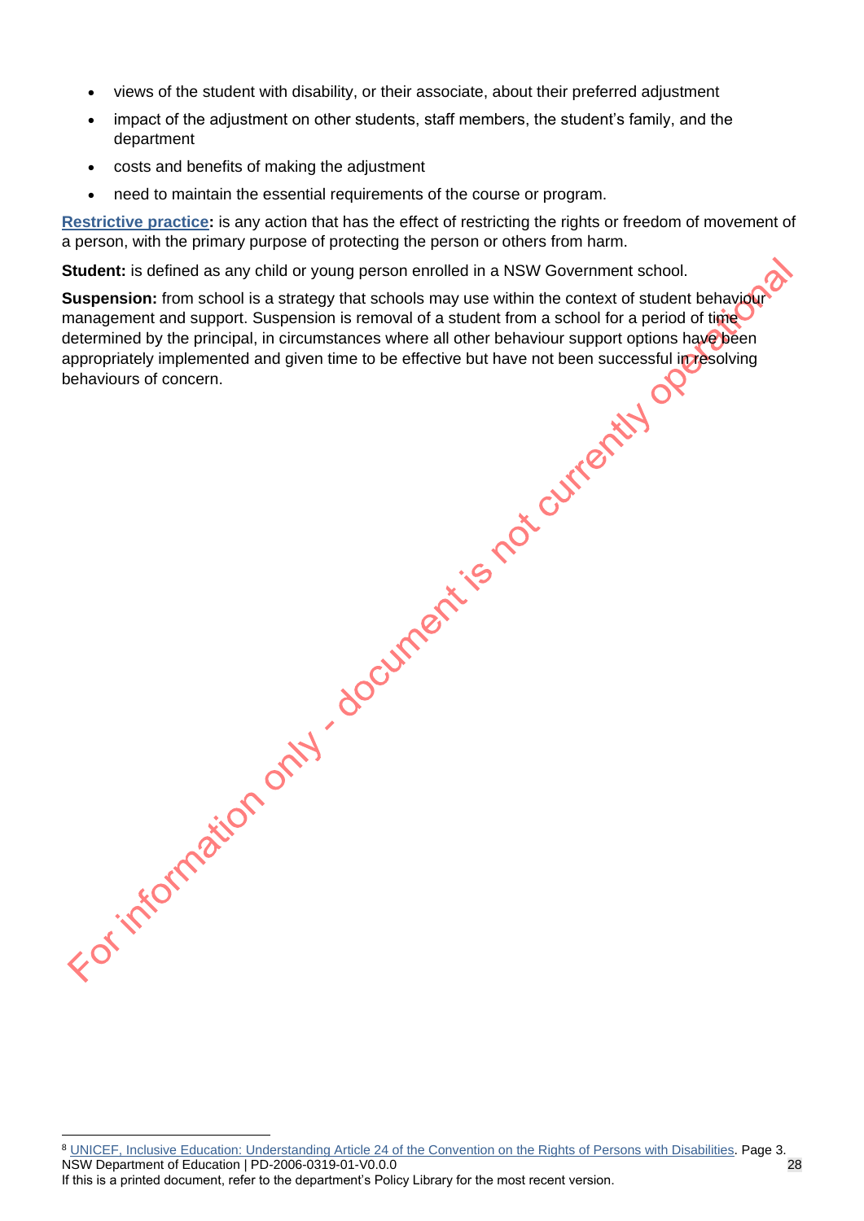- views of the student with disability, or their associate, about their preferred adjustment
- impact of the adjustment on other students, staff members, the student's family, and the department
- costs and benefits of making the adjustment
- need to maintain the essential requirements of the course or program.

**Restrictive practice:** is any action that has the effect of restricting the rights or freedom of movement of a person, with the primary purpose of protecting the person or others from harm.

**Student:** is defined as any child or young person enrolled in a NSW Government school.

**Suspension:** from school is a strategy that schools may use within the context of student behaviour management and support. Suspension is removal of a student from a school for a period of time determined by the principal, in circumstances where all other behaviour support options have been appropriately implemented and given time to be effective but have not been successful in resolving behaviours of concern.

For information only - document is not currently operational

---

[8] UNICEF, Inclusive Education: Understanding Article 24 of the Convention on the Rights of Persons with Disabilities. Page 3.